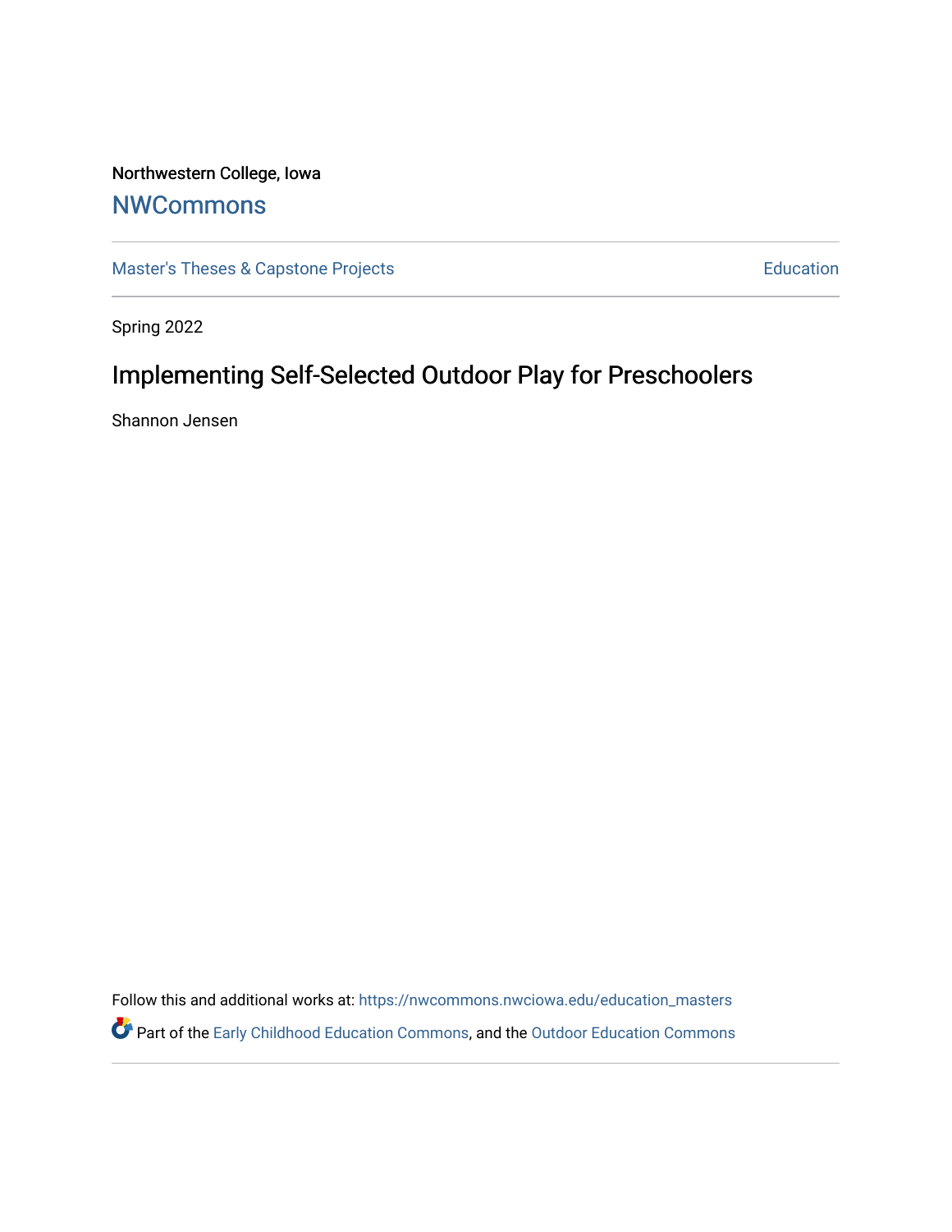Northwestern College, Iowa

# NWCommons

Master's Theses & Capstone Projects | Education

Spring 2022

## Implementing Self-Selected Outdoor Play for Preschoolers

Shannon Jensen

Follow this and additional works at: https://nwcommons.nwciowa.edu/education_masters

Part of the Early Childhood Education Commons, and the Outdoor Education Commons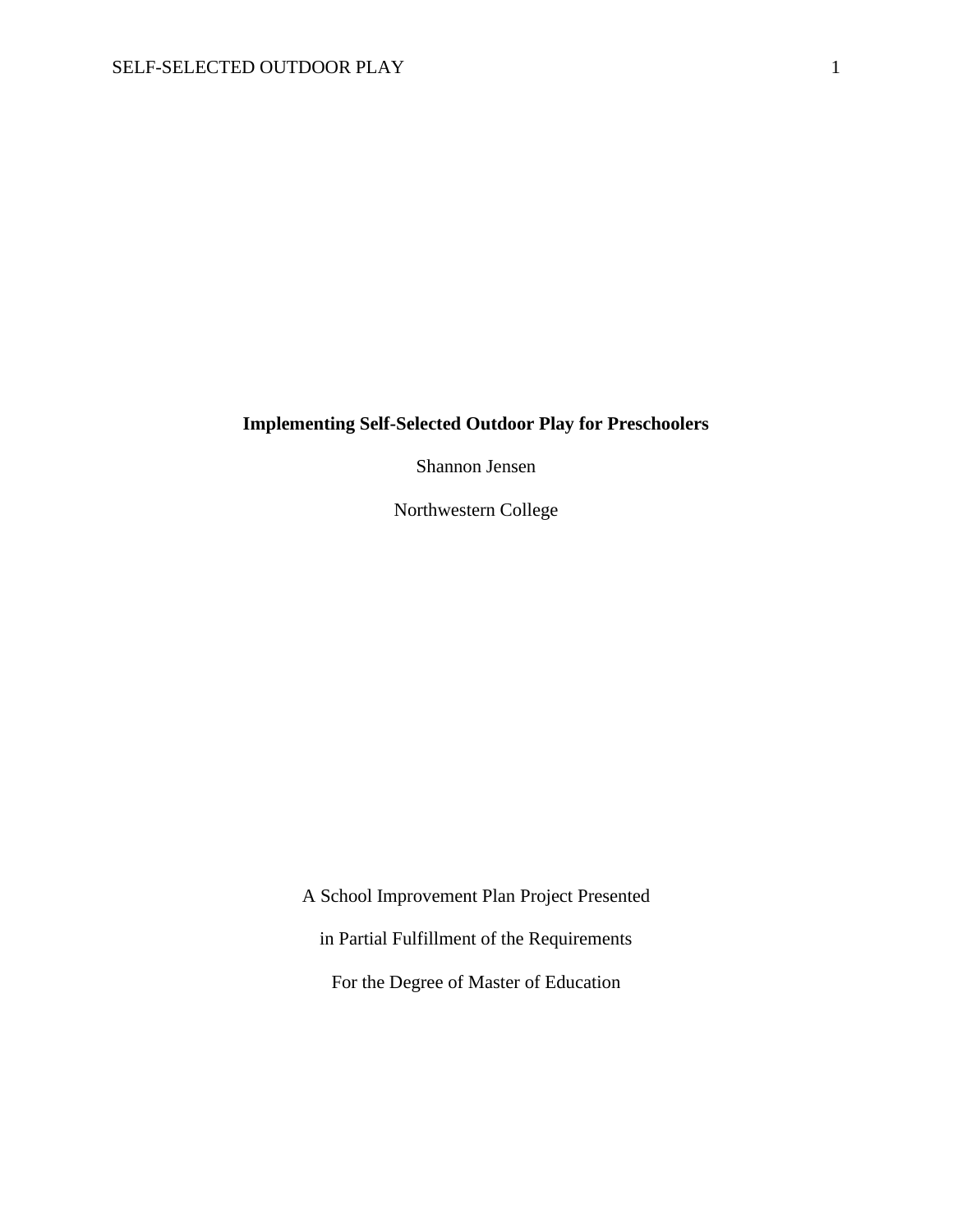**Implementing Self-Selected Outdoor Play for Preschoolers**

Shannon Jensen

Northwestern College

A School Improvement Plan Project Presented

in Partial Fulfillment of the Requirements

For the Degree of Master of Education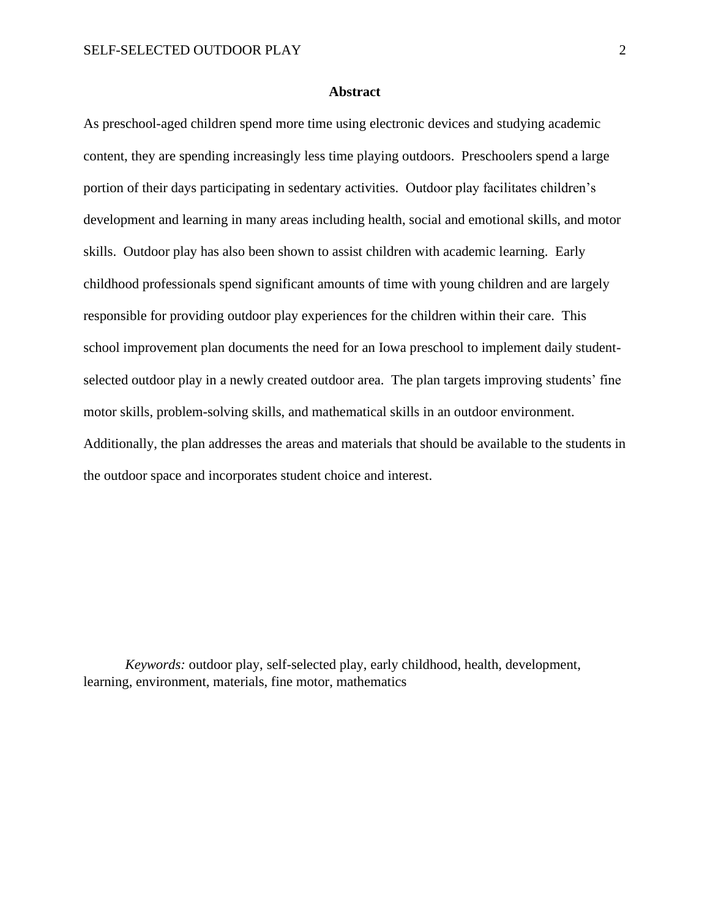## Abstract

As preschool-aged children spend more time using electronic devices and studying academic content, they are spending increasingly less time playing outdoors. Preschoolers spend a large portion of their days participating in sedentary activities. Outdoor play facilitates children's development and learning in many areas including health, social and emotional skills, and motor skills. Outdoor play has also been shown to assist children with academic learning. Early childhood professionals spend significant amounts of time with young children and are largely responsible for providing outdoor play experiences for the children within their care. This school improvement plan documents the need for an Iowa preschool to implement daily student-selected outdoor play in a newly created outdoor area. The plan targets improving students' fine motor skills, problem-solving skills, and mathematical skills in an outdoor environment. Additionally, the plan addresses the areas and materials that should be available to the students in the outdoor space and incorporates student choice and interest.

*Keywords:* outdoor play, self-selected play, early childhood, health, development, learning, environment, materials, fine motor, mathematics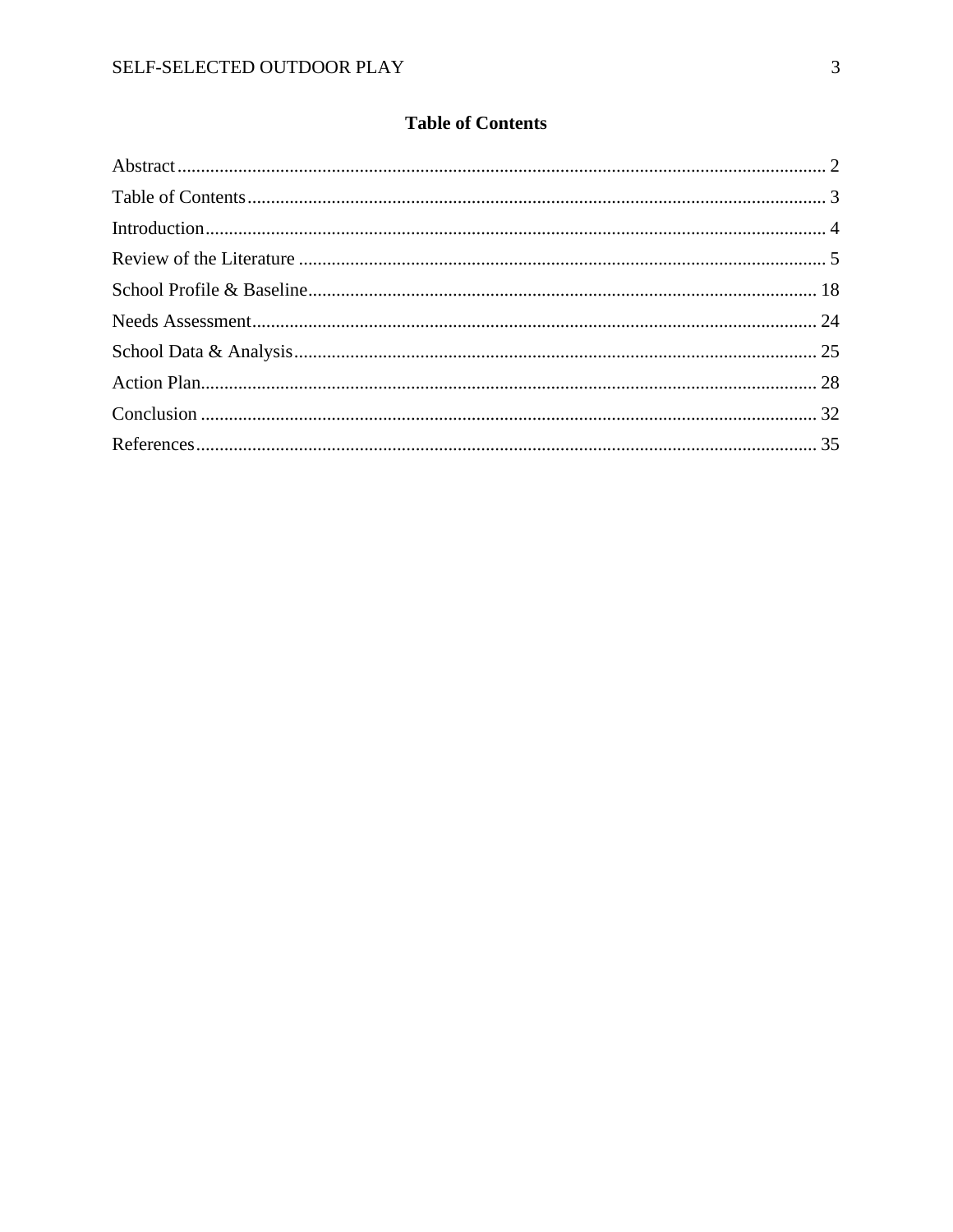# Table of Contents

Abstract ........................................................................................................................... 2

Table of Contents ........................................................................................................... 3

Introduction ..................................................................................................................... 4

Review of the Literature ................................................................................................. 5

School Profile & Baseline ............................................................................................. 18

Needs Assessment ......................................................................................................... 24

School Data & Analysis ................................................................................................. 25

Action Plan ..................................................................................................................... 28

Conclusion ..................................................................................................................... 32

References ..................................................................................................................... 35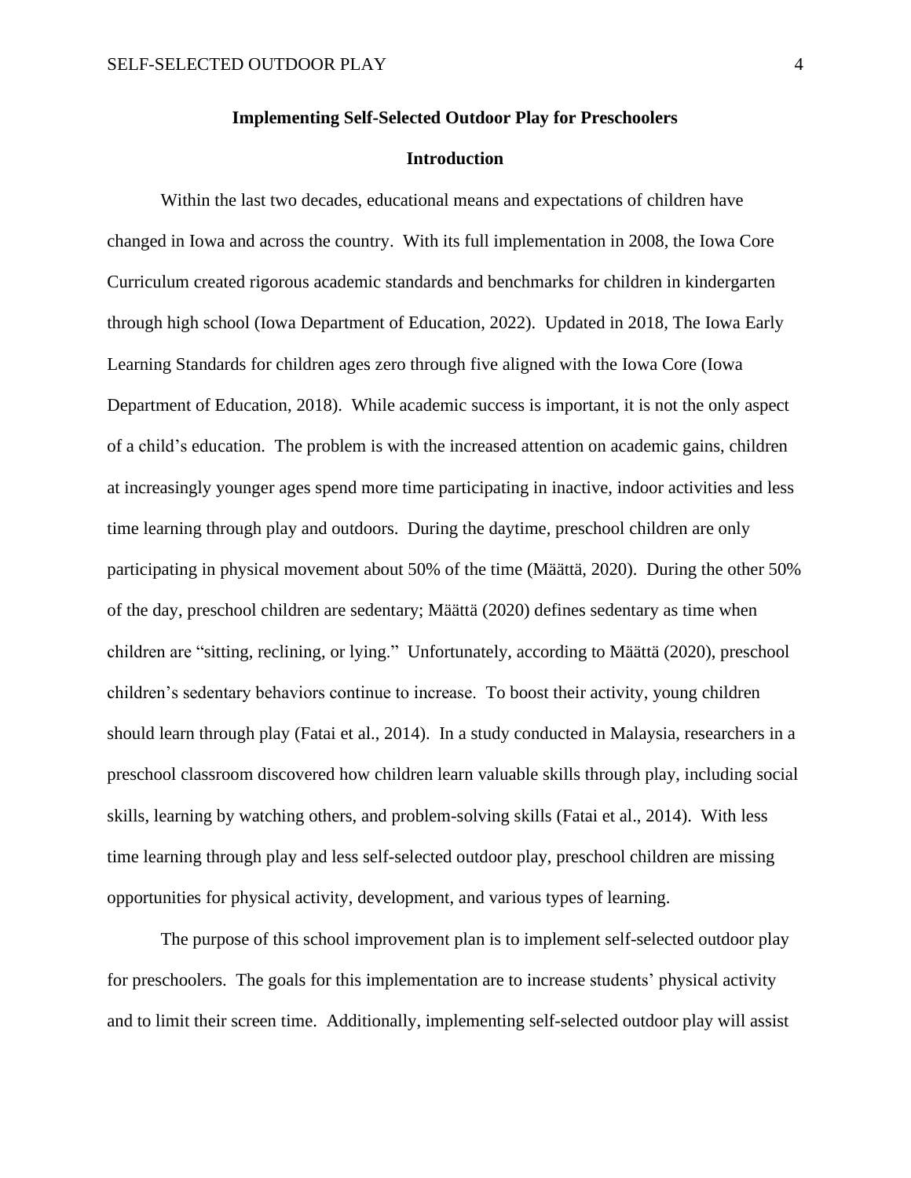## Implementing Self-Selected Outdoor Play for Preschoolers

### Introduction

Within the last two decades, educational means and expectations of children have changed in Iowa and across the country. With its full implementation in 2008, the Iowa Core Curriculum created rigorous academic standards and benchmarks for children in kindergarten through high school (Iowa Department of Education, 2022). Updated in 2018, The Iowa Early Learning Standards for children ages zero through five aligned with the Iowa Core (Iowa Department of Education, 2018). While academic success is important, it is not the only aspect of a child's education. The problem is with the increased attention on academic gains, children at increasingly younger ages spend more time participating in inactive, indoor activities and less time learning through play and outdoors. During the daytime, preschool children are only participating in physical movement about 50% of the time (Määttä, 2020). During the other 50% of the day, preschool children are sedentary; Määttä (2020) defines sedentary as time when children are "sitting, reclining, or lying." Unfortunately, according to Määttä (2020), preschool children's sedentary behaviors continue to increase. To boost their activity, young children should learn through play (Fatai et al., 2014). In a study conducted in Malaysia, researchers in a preschool classroom discovered how children learn valuable skills through play, including social skills, learning by watching others, and problem-solving skills (Fatai et al., 2014). With less time learning through play and less self-selected outdoor play, preschool children are missing opportunities for physical activity, development, and various types of learning.

The purpose of this school improvement plan is to implement self-selected outdoor play for preschoolers. The goals for this implementation are to increase students' physical activity and to limit their screen time. Additionally, implementing self-selected outdoor play will assist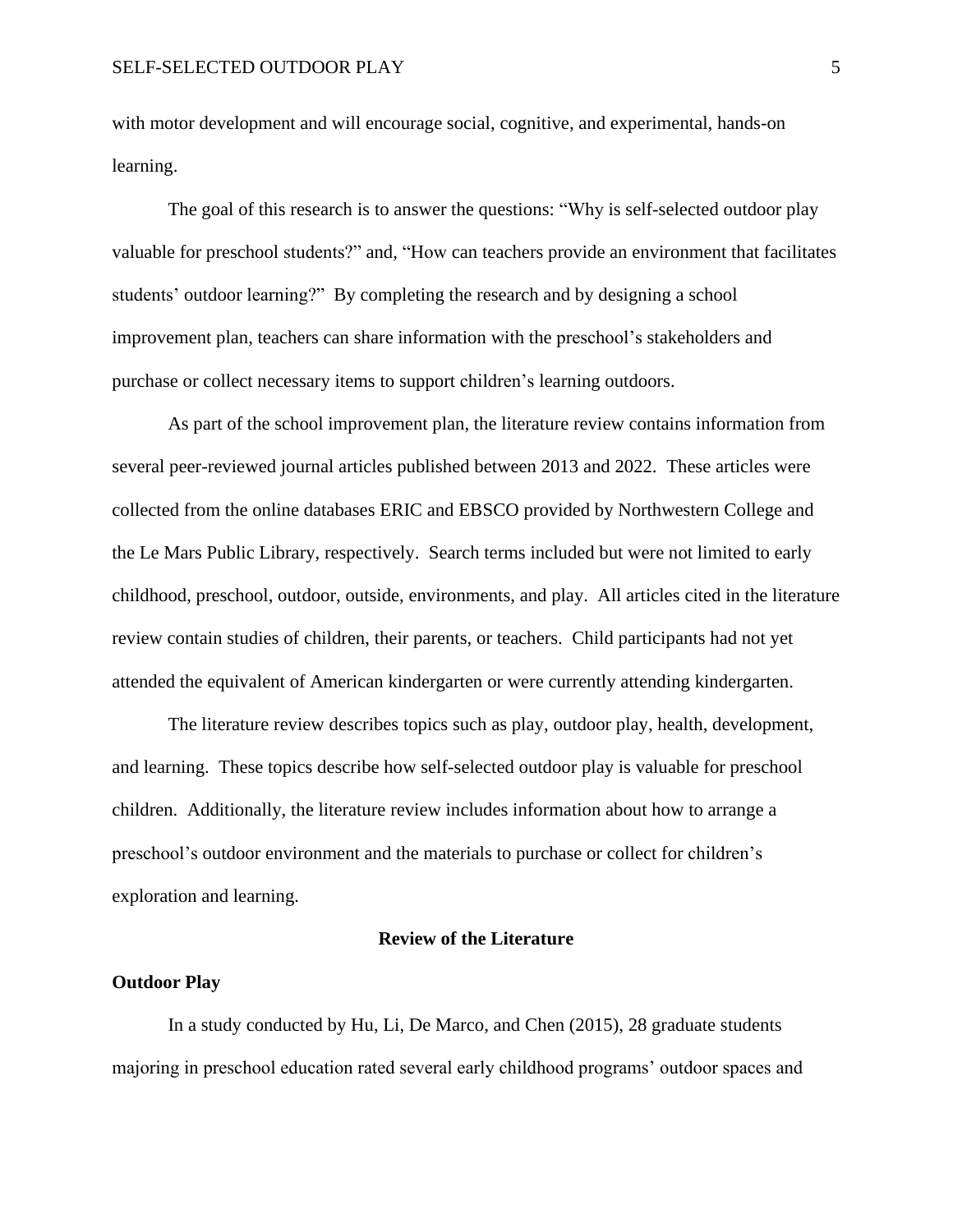with motor development and will encourage social, cognitive, and experimental, hands-on learning.

The goal of this research is to answer the questions: "Why is self-selected outdoor play valuable for preschool students?" and, "How can teachers provide an environment that facilitates students' outdoor learning?" By completing the research and by designing a school improvement plan, teachers can share information with the preschool's stakeholders and purchase or collect necessary items to support children's learning outdoors.

As part of the school improvement plan, the literature review contains information from several peer-reviewed journal articles published between 2013 and 2022. These articles were collected from the online databases ERIC and EBSCO provided by Northwestern College and the Le Mars Public Library, respectively. Search terms included but were not limited to early childhood, preschool, outdoor, outside, environments, and play. All articles cited in the literature review contain studies of children, their parents, or teachers. Child participants had not yet attended the equivalent of American kindergarten or were currently attending kindergarten.

The literature review describes topics such as play, outdoor play, health, development, and learning. These topics describe how self-selected outdoor play is valuable for preschool children. Additionally, the literature review includes information about how to arrange a preschool's outdoor environment and the materials to purchase or collect for children's exploration and learning.

## Review of the Literature

### Outdoor Play

In a study conducted by Hu, Li, De Marco, and Chen (2015), 28 graduate students majoring in preschool education rated several early childhood programs' outdoor spaces and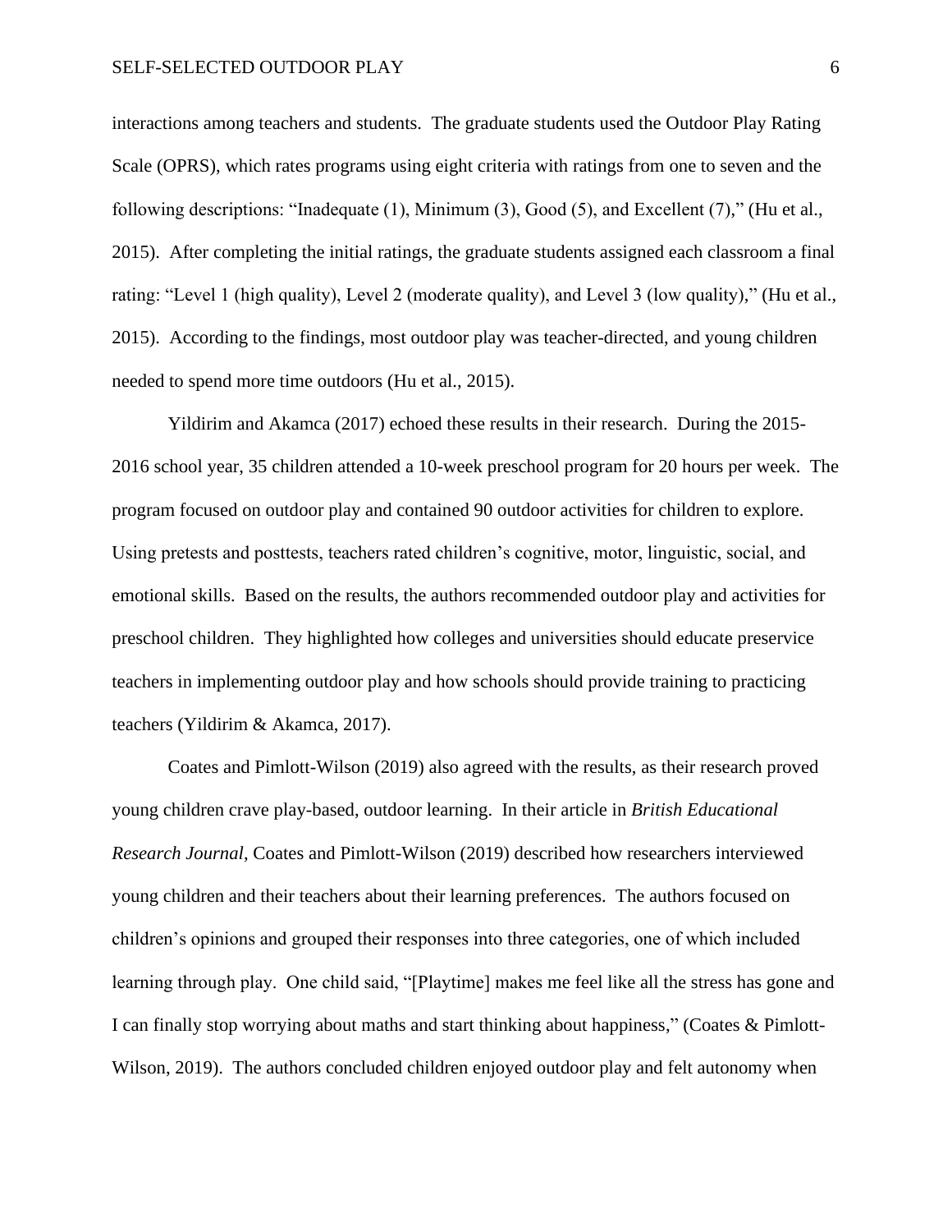interactions among teachers and students. The graduate students used the Outdoor Play Rating Scale (OPRS), which rates programs using eight criteria with ratings from one to seven and the following descriptions: "Inadequate (1), Minimum (3), Good (5), and Excellent (7)," (Hu et al., 2015). After completing the initial ratings, the graduate students assigned each classroom a final rating: "Level 1 (high quality), Level 2 (moderate quality), and Level 3 (low quality)," (Hu et al., 2015). According to the findings, most outdoor play was teacher-directed, and young children needed to spend more time outdoors (Hu et al., 2015).

Yildirim and Akamca (2017) echoed these results in their research. During the 2015-2016 school year, 35 children attended a 10-week preschool program for 20 hours per week. The program focused on outdoor play and contained 90 outdoor activities for children to explore. Using pretests and posttests, teachers rated children's cognitive, motor, linguistic, social, and emotional skills. Based on the results, the authors recommended outdoor play and activities for preschool children. They highlighted how colleges and universities should educate preservice teachers in implementing outdoor play and how schools should provide training to practicing teachers (Yildirim & Akamca, 2017).

Coates and Pimlott-Wilson (2019) also agreed with the results, as their research proved young children crave play-based, outdoor learning. In their article in *British Educational Research Journal*, Coates and Pimlott-Wilson (2019) described how researchers interviewed young children and their teachers about their learning preferences. The authors focused on children's opinions and grouped their responses into three categories, one of which included learning through play. One child said, "[Playtime] makes me feel like all the stress has gone and I can finally stop worrying about maths and start thinking about happiness," (Coates & Pimlott-Wilson, 2019). The authors concluded children enjoyed outdoor play and felt autonomy when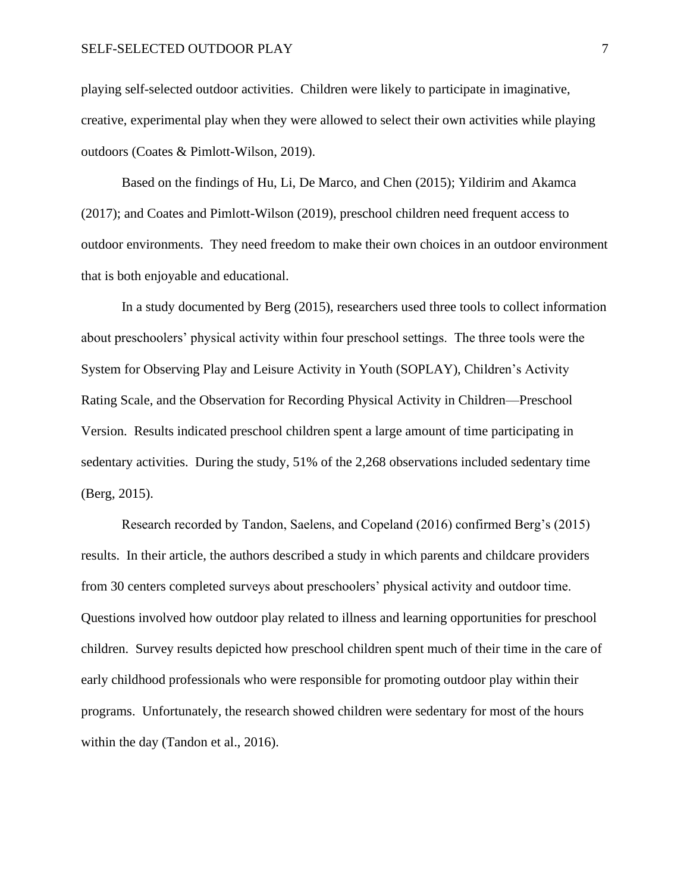playing self-selected outdoor activities. Children were likely to participate in imaginative, creative, experimental play when they were allowed to select their own activities while playing outdoors (Coates & Pimlott-Wilson, 2019).

Based on the findings of Hu, Li, De Marco, and Chen (2015); Yildirim and Akamca (2017); and Coates and Pimlott-Wilson (2019), preschool children need frequent access to outdoor environments. They need freedom to make their own choices in an outdoor environment that is both enjoyable and educational.

In a study documented by Berg (2015), researchers used three tools to collect information about preschoolers' physical activity within four preschool settings. The three tools were the System for Observing Play and Leisure Activity in Youth (SOPLAY), Children's Activity Rating Scale, and the Observation for Recording Physical Activity in Children—Preschool Version. Results indicated preschool children spent a large amount of time participating in sedentary activities. During the study, 51% of the 2,268 observations included sedentary time (Berg, 2015).

Research recorded by Tandon, Saelens, and Copeland (2016) confirmed Berg's (2015) results. In their article, the authors described a study in which parents and childcare providers from 30 centers completed surveys about preschoolers' physical activity and outdoor time. Questions involved how outdoor play related to illness and learning opportunities for preschool children. Survey results depicted how preschool children spent much of their time in the care of early childhood professionals who were responsible for promoting outdoor play within their programs. Unfortunately, the research showed children were sedentary for most of the hours within the day (Tandon et al., 2016).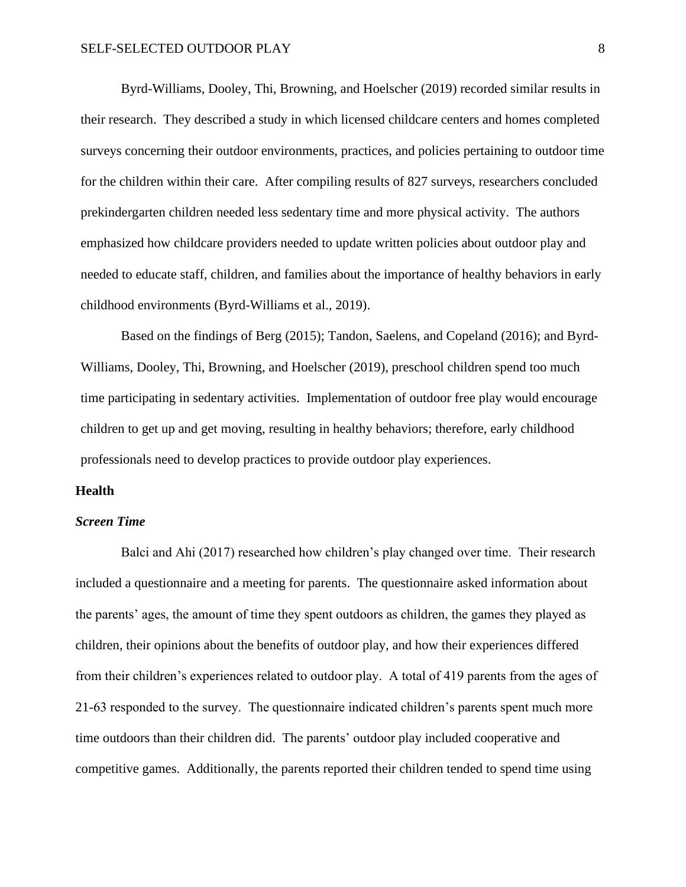Byrd-Williams, Dooley, Thi, Browning, and Hoelscher (2019) recorded similar results in their research. They described a study in which licensed childcare centers and homes completed surveys concerning their outdoor environments, practices, and policies pertaining to outdoor time for the children within their care. After compiling results of 827 surveys, researchers concluded prekindergarten children needed less sedentary time and more physical activity. The authors emphasized how childcare providers needed to update written policies about outdoor play and needed to educate staff, children, and families about the importance of healthy behaviors in early childhood environments (Byrd-Williams et al., 2019).

Based on the findings of Berg (2015); Tandon, Saelens, and Copeland (2016); and Byrd-Williams, Dooley, Thi, Browning, and Hoelscher (2019), preschool children spend too much time participating in sedentary activities. Implementation of outdoor free play would encourage children to get up and get moving, resulting in healthy behaviors; therefore, early childhood professionals need to develop practices to provide outdoor play experiences.

## Health

### *Screen Time*

Balci and Ahi (2017) researched how children's play changed over time. Their research included a questionnaire and a meeting for parents. The questionnaire asked information about the parents' ages, the amount of time they spent outdoors as children, the games they played as children, their opinions about the benefits of outdoor play, and how their experiences differed from their children's experiences related to outdoor play. A total of 419 parents from the ages of 21-63 responded to the survey. The questionnaire indicated children's parents spent much more time outdoors than their children did. The parents' outdoor play included cooperative and competitive games. Additionally, the parents reported their children tended to spend time using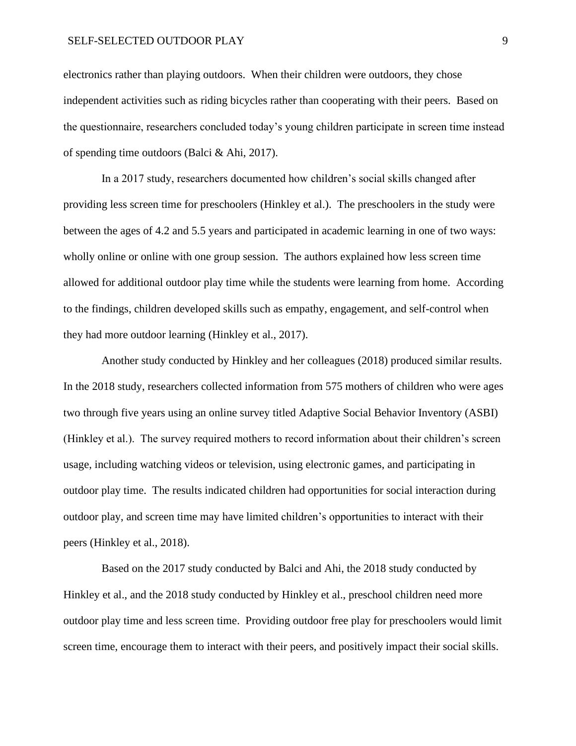electronics rather than playing outdoors. When their children were outdoors, they chose independent activities such as riding bicycles rather than cooperating with their peers. Based on the questionnaire, researchers concluded today's young children participate in screen time instead of spending time outdoors (Balci & Ahi, 2017).

In a 2017 study, researchers documented how children's social skills changed after providing less screen time for preschoolers (Hinkley et al.). The preschoolers in the study were between the ages of 4.2 and 5.5 years and participated in academic learning in one of two ways: wholly online or online with one group session. The authors explained how less screen time allowed for additional outdoor play time while the students were learning from home. According to the findings, children developed skills such as empathy, engagement, and self-control when they had more outdoor learning (Hinkley et al., 2017).

Another study conducted by Hinkley and her colleagues (2018) produced similar results. In the 2018 study, researchers collected information from 575 mothers of children who were ages two through five years using an online survey titled Adaptive Social Behavior Inventory (ASBI) (Hinkley et al.). The survey required mothers to record information about their children's screen usage, including watching videos or television, using electronic games, and participating in outdoor play time. The results indicated children had opportunities for social interaction during outdoor play, and screen time may have limited children's opportunities to interact with their peers (Hinkley et al., 2018).

Based on the 2017 study conducted by Balci and Ahi, the 2018 study conducted by Hinkley et al., and the 2018 study conducted by Hinkley et al., preschool children need more outdoor play time and less screen time. Providing outdoor free play for preschoolers would limit screen time, encourage them to interact with their peers, and positively impact their social skills.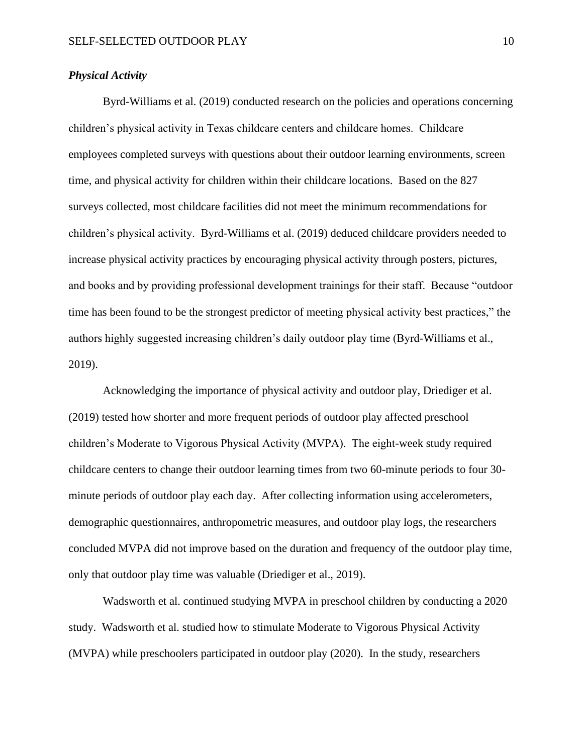### ***Physical Activity***

Byrd-Williams et al. (2019) conducted research on the policies and operations concerning children's physical activity in Texas childcare centers and childcare homes. Childcare employees completed surveys with questions about their outdoor learning environments, screen time, and physical activity for children within their childcare locations. Based on the 827 surveys collected, most childcare facilities did not meet the minimum recommendations for children's physical activity. Byrd-Williams et al. (2019) deduced childcare providers needed to increase physical activity practices by encouraging physical activity through posters, pictures, and books and by providing professional development trainings for their staff. Because "outdoor time has been found to be the strongest predictor of meeting physical activity best practices," the authors highly suggested increasing children's daily outdoor play time (Byrd-Williams et al., 2019).

Acknowledging the importance of physical activity and outdoor play, Driediger et al. (2019) tested how shorter and more frequent periods of outdoor play affected preschool children's Moderate to Vigorous Physical Activity (MVPA). The eight-week study required childcare centers to change their outdoor learning times from two 60-minute periods to four 30-minute periods of outdoor play each day. After collecting information using accelerometers, demographic questionnaires, anthropometric measures, and outdoor play logs, the researchers concluded MVPA did not improve based on the duration and frequency of the outdoor play time, only that outdoor play time was valuable (Driediger et al., 2019).

Wadsworth et al. continued studying MVPA in preschool children by conducting a 2020 study. Wadsworth et al. studied how to stimulate Moderate to Vigorous Physical Activity (MVPA) while preschoolers participated in outdoor play (2020). In the study, researchers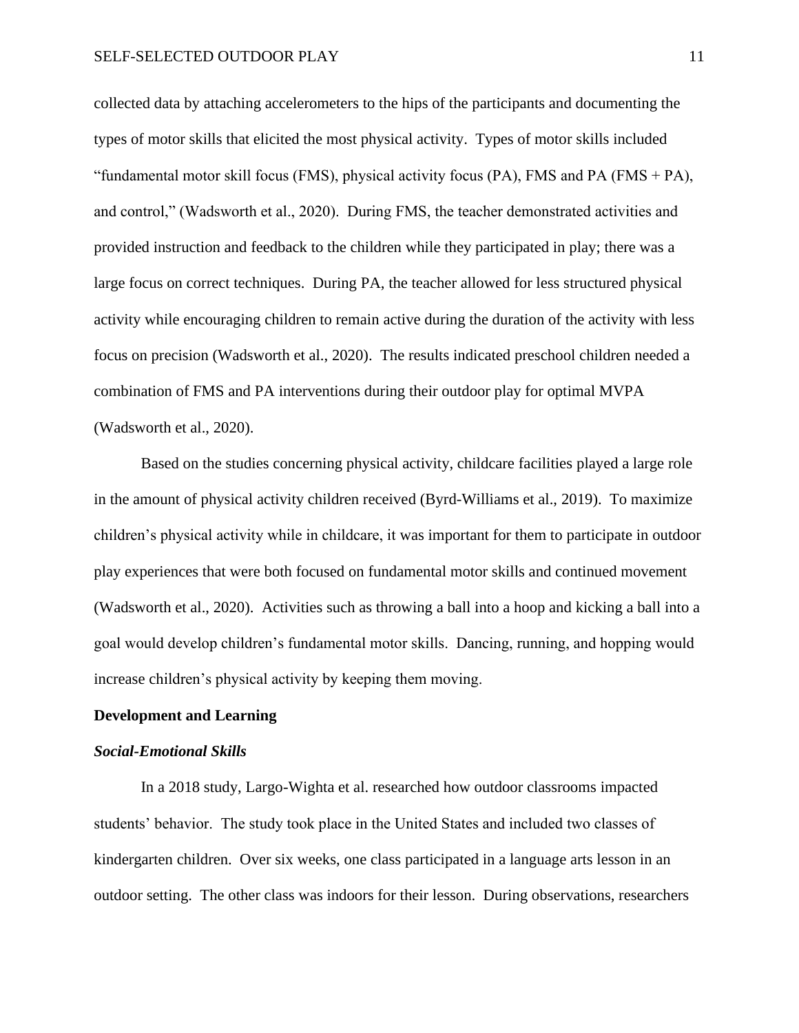collected data by attaching accelerometers to the hips of the participants and documenting the types of motor skills that elicited the most physical activity. Types of motor skills included "fundamental motor skill focus (FMS), physical activity focus (PA), FMS and PA (FMS + PA), and control," (Wadsworth et al., 2020). During FMS, the teacher demonstrated activities and provided instruction and feedback to the children while they participated in play; there was a large focus on correct techniques. During PA, the teacher allowed for less structured physical activity while encouraging children to remain active during the duration of the activity with less focus on precision (Wadsworth et al., 2020). The results indicated preschool children needed a combination of FMS and PA interventions during their outdoor play for optimal MVPA (Wadsworth et al., 2020).

Based on the studies concerning physical activity, childcare facilities played a large role in the amount of physical activity children received (Byrd-Williams et al., 2019). To maximize children's physical activity while in childcare, it was important for them to participate in outdoor play experiences that were both focused on fundamental motor skills and continued movement (Wadsworth et al., 2020). Activities such as throwing a ball into a hoop and kicking a ball into a goal would develop children's fundamental motor skills. Dancing, running, and hopping would increase children's physical activity by keeping them moving.

## Development and Learning

### *Social-Emotional Skills*

In a 2018 study, Largo-Wighta et al. researched how outdoor classrooms impacted students' behavior. The study took place in the United States and included two classes of kindergarten children. Over six weeks, one class participated in a language arts lesson in an outdoor setting. The other class was indoors for their lesson. During observations, researchers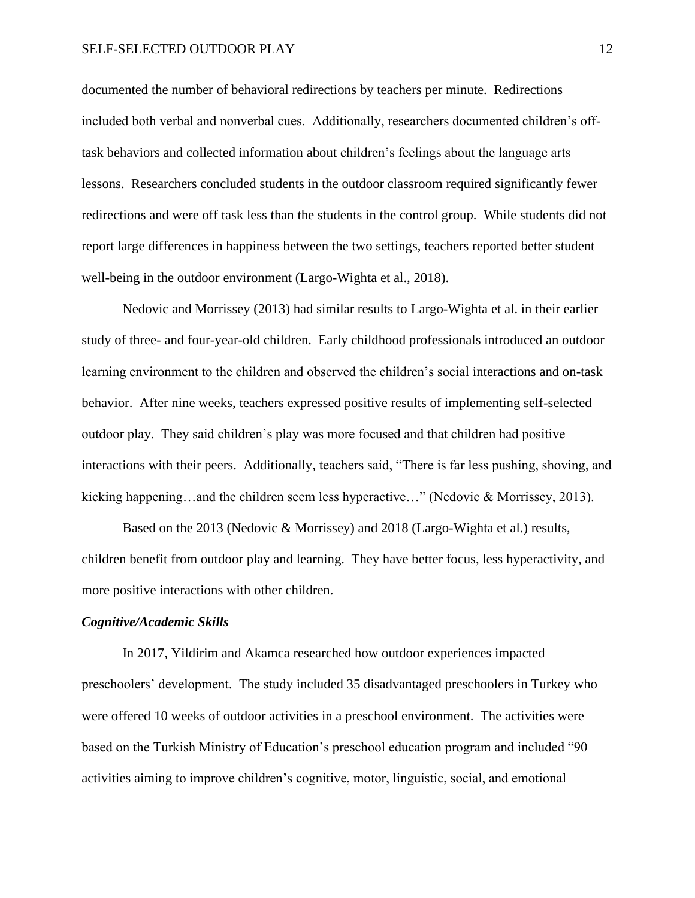documented the number of behavioral redirections by teachers per minute. Redirections included both verbal and nonverbal cues. Additionally, researchers documented children's off-task behaviors and collected information about children's feelings about the language arts lessons. Researchers concluded students in the outdoor classroom required significantly fewer redirections and were off task less than the students in the control group. While students did not report large differences in happiness between the two settings, teachers reported better student well-being in the outdoor environment (Largo-Wighta et al., 2018).

Nedovic and Morrissey (2013) had similar results to Largo-Wighta et al. in their earlier study of three- and four-year-old children. Early childhood professionals introduced an outdoor learning environment to the children and observed the children's social interactions and on-task behavior. After nine weeks, teachers expressed positive results of implementing self-selected outdoor play. They said children's play was more focused and that children had positive interactions with their peers. Additionally, teachers said, "There is far less pushing, shoving, and kicking happening…and the children seem less hyperactive…" (Nedovic & Morrissey, 2013).

Based on the 2013 (Nedovic & Morrissey) and 2018 (Largo-Wighta et al.) results, children benefit from outdoor play and learning. They have better focus, less hyperactivity, and more positive interactions with other children.

### *Cognitive/Academic Skills*

In 2017, Yildirim and Akamca researched how outdoor experiences impacted preschoolers' development. The study included 35 disadvantaged preschoolers in Turkey who were offered 10 weeks of outdoor activities in a preschool environment. The activities were based on the Turkish Ministry of Education's preschool education program and included "90 activities aiming to improve children's cognitive, motor, linguistic, social, and emotional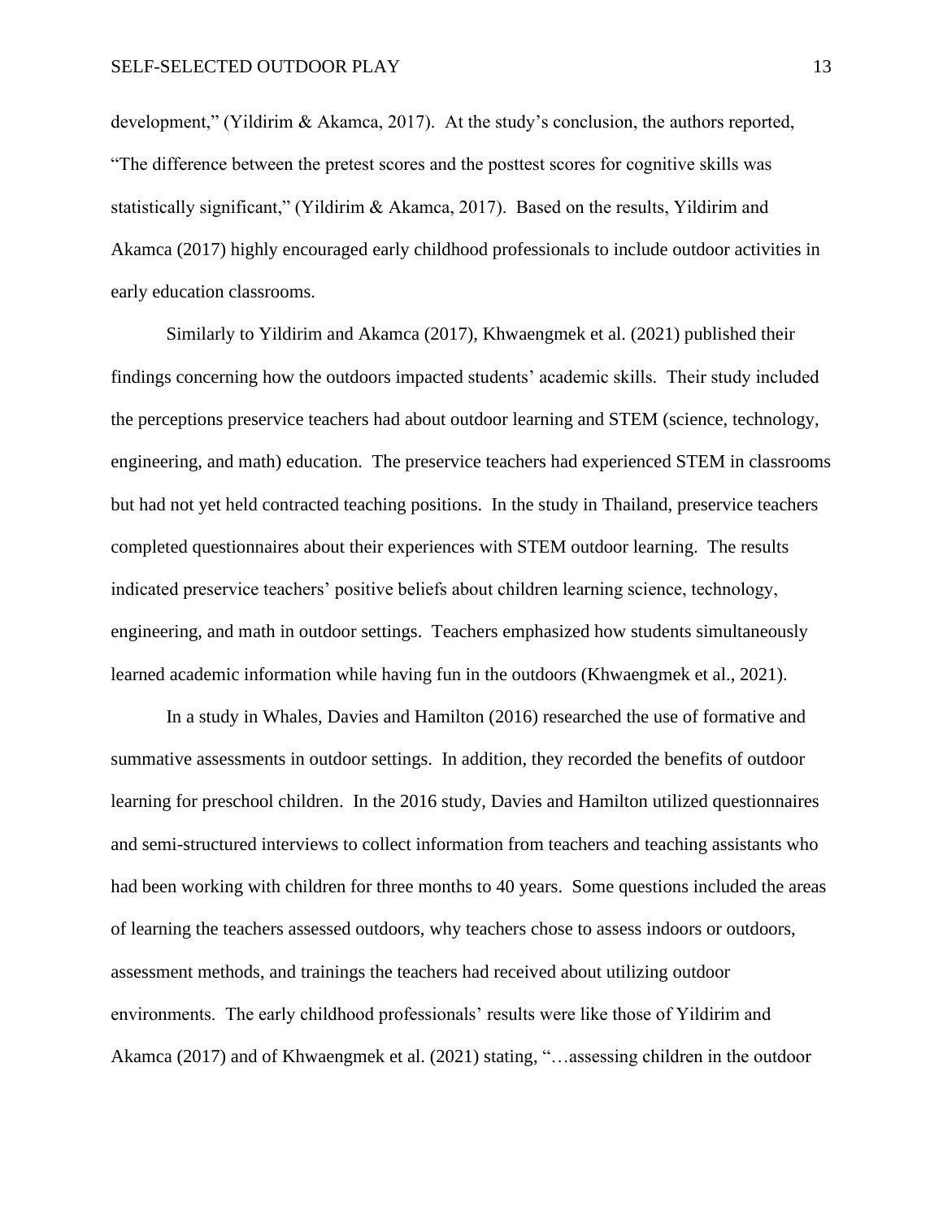development," (Yildirim & Akamca, 2017). At the study's conclusion, the authors reported, "The difference between the pretest scores and the posttest scores for cognitive skills was statistically significant," (Yildirim & Akamca, 2017). Based on the results, Yildirim and Akamca (2017) highly encouraged early childhood professionals to include outdoor activities in early education classrooms.

Similarly to Yildirim and Akamca (2017), Khwaengmek et al. (2021) published their findings concerning how the outdoors impacted students' academic skills. Their study included the perceptions preservice teachers had about outdoor learning and STEM (science, technology, engineering, and math) education. The preservice teachers had experienced STEM in classrooms but had not yet held contracted teaching positions. In the study in Thailand, preservice teachers completed questionnaires about their experiences with STEM outdoor learning. The results indicated preservice teachers' positive beliefs about children learning science, technology, engineering, and math in outdoor settings. Teachers emphasized how students simultaneously learned academic information while having fun in the outdoors (Khwaengmek et al., 2021).

In a study in Whales, Davies and Hamilton (2016) researched the use of formative and summative assessments in outdoor settings. In addition, they recorded the benefits of outdoor learning for preschool children. In the 2016 study, Davies and Hamilton utilized questionnaires and semi-structured interviews to collect information from teachers and teaching assistants who had been working with children for three months to 40 years. Some questions included the areas of learning the teachers assessed outdoors, why teachers chose to assess indoors or outdoors, assessment methods, and trainings the teachers had received about utilizing outdoor environments. The early childhood professionals' results were like those of Yildirim and Akamca (2017) and of Khwaengmek et al. (2021) stating, "…assessing children in the outdoor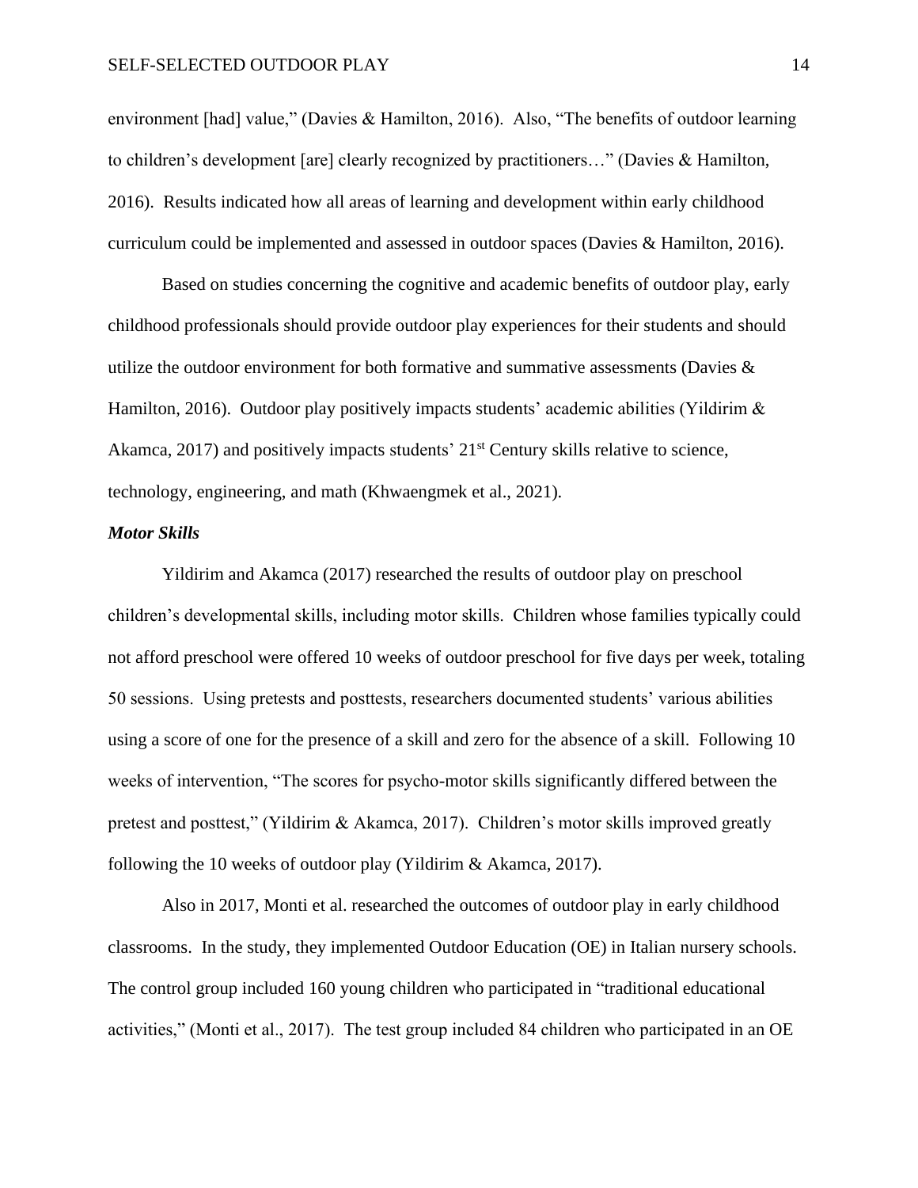environment [had] value," (Davies & Hamilton, 2016). Also, "The benefits of outdoor learning to children's development [are] clearly recognized by practitioners…" (Davies & Hamilton, 2016). Results indicated how all areas of learning and development within early childhood curriculum could be implemented and assessed in outdoor spaces (Davies & Hamilton, 2016).

Based on studies concerning the cognitive and academic benefits of outdoor play, early childhood professionals should provide outdoor play experiences for their students and should utilize the outdoor environment for both formative and summative assessments (Davies & Hamilton, 2016). Outdoor play positively impacts students' academic abilities (Yildirim & Akamca, 2017) and positively impacts students' 21st Century skills relative to science, technology, engineering, and math (Khwaengmek et al., 2021).

***Motor Skills***

Yildirim and Akamca (2017) researched the results of outdoor play on preschool children's developmental skills, including motor skills. Children whose families typically could not afford preschool were offered 10 weeks of outdoor preschool for five days per week, totaling 50 sessions. Using pretests and posttests, researchers documented students' various abilities using a score of one for the presence of a skill and zero for the absence of a skill. Following 10 weeks of intervention, "The scores for psycho-motor skills significantly differed between the pretest and posttest," (Yildirim & Akamca, 2017). Children's motor skills improved greatly following the 10 weeks of outdoor play (Yildirim & Akamca, 2017).

Also in 2017, Monti et al. researched the outcomes of outdoor play in early childhood classrooms. In the study, they implemented Outdoor Education (OE) in Italian nursery schools. The control group included 160 young children who participated in "traditional educational activities," (Monti et al., 2017). The test group included 84 children who participated in an OE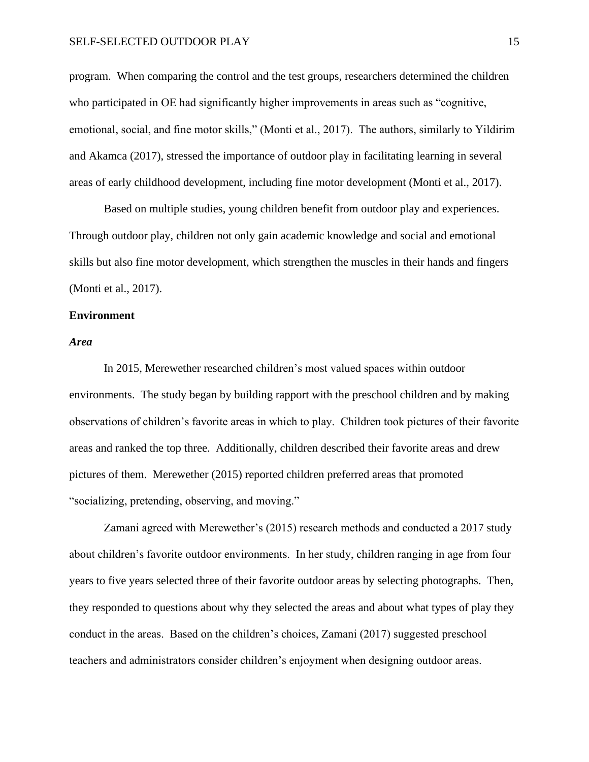program. When comparing the control and the test groups, researchers determined the children who participated in OE had significantly higher improvements in areas such as "cognitive, emotional, social, and fine motor skills," (Monti et al., 2017). The authors, similarly to Yildirim and Akamca (2017), stressed the importance of outdoor play in facilitating learning in several areas of early childhood development, including fine motor development (Monti et al., 2017).

Based on multiple studies, young children benefit from outdoor play and experiences. Through outdoor play, children not only gain academic knowledge and social and emotional skills but also fine motor development, which strengthen the muscles in their hands and fingers (Monti et al., 2017).

## Environment

### *Area*

In 2015, Merewether researched children's most valued spaces within outdoor environments. The study began by building rapport with the preschool children and by making observations of children's favorite areas in which to play. Children took pictures of their favorite areas and ranked the top three. Additionally, children described their favorite areas and drew pictures of them. Merewether (2015) reported children preferred areas that promoted "socializing, pretending, observing, and moving."

Zamani agreed with Merewether's (2015) research methods and conducted a 2017 study about children's favorite outdoor environments. In her study, children ranging in age from four years to five years selected three of their favorite outdoor areas by selecting photographs. Then, they responded to questions about why they selected the areas and about what types of play they conduct in the areas. Based on the children's choices, Zamani (2017) suggested preschool teachers and administrators consider children's enjoyment when designing outdoor areas.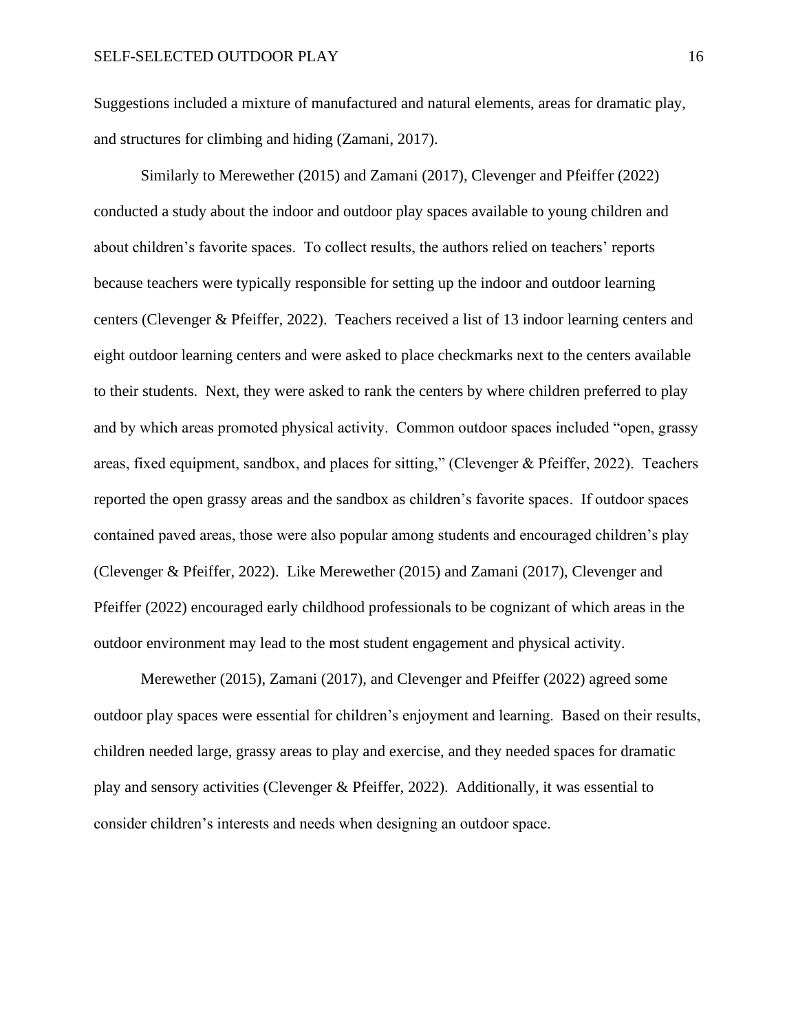Suggestions included a mixture of manufactured and natural elements, areas for dramatic play, and structures for climbing and hiding (Zamani, 2017).

Similarly to Merewether (2015) and Zamani (2017), Clevenger and Pfeiffer (2022) conducted a study about the indoor and outdoor play spaces available to young children and about children's favorite spaces. To collect results, the authors relied on teachers' reports because teachers were typically responsible for setting up the indoor and outdoor learning centers (Clevenger & Pfeiffer, 2022). Teachers received a list of 13 indoor learning centers and eight outdoor learning centers and were asked to place checkmarks next to the centers available to their students. Next, they were asked to rank the centers by where children preferred to play and by which areas promoted physical activity. Common outdoor spaces included "open, grassy areas, fixed equipment, sandbox, and places for sitting," (Clevenger & Pfeiffer, 2022). Teachers reported the open grassy areas and the sandbox as children's favorite spaces. If outdoor spaces contained paved areas, those were also popular among students and encouraged children's play (Clevenger & Pfeiffer, 2022). Like Merewether (2015) and Zamani (2017), Clevenger and Pfeiffer (2022) encouraged early childhood professionals to be cognizant of which areas in the outdoor environment may lead to the most student engagement and physical activity.

Merewether (2015), Zamani (2017), and Clevenger and Pfeiffer (2022) agreed some outdoor play spaces were essential for children's enjoyment and learning. Based on their results, children needed large, grassy areas to play and exercise, and they needed spaces for dramatic play and sensory activities (Clevenger & Pfeiffer, 2022). Additionally, it was essential to consider children's interests and needs when designing an outdoor space.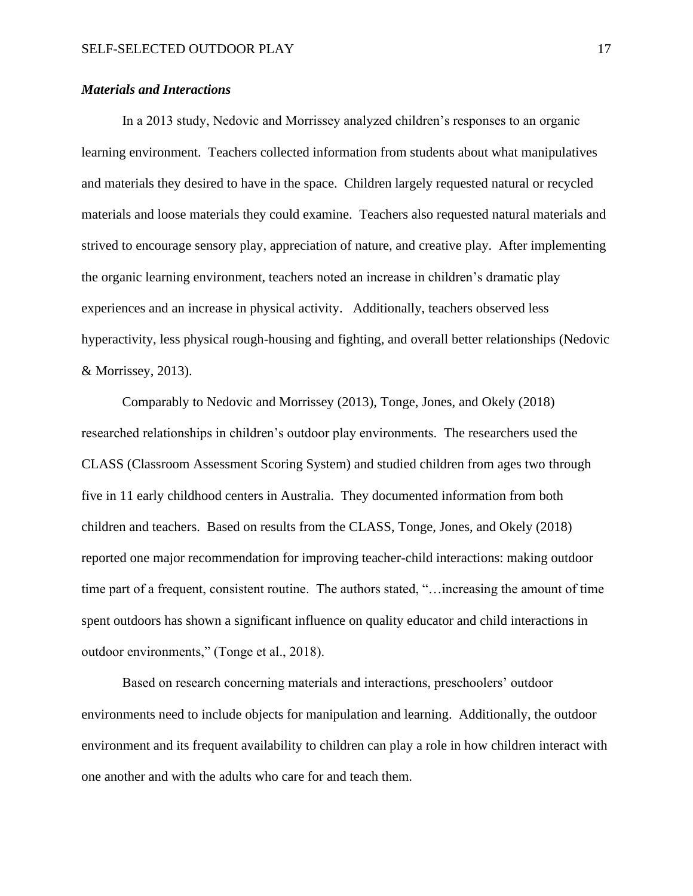### *Materials and Interactions*

In a 2013 study, Nedovic and Morrissey analyzed children's responses to an organic learning environment. Teachers collected information from students about what manipulatives and materials they desired to have in the space. Children largely requested natural or recycled materials and loose materials they could examine. Teachers also requested natural materials and strived to encourage sensory play, appreciation of nature, and creative play. After implementing the organic learning environment, teachers noted an increase in children's dramatic play experiences and an increase in physical activity. Additionally, teachers observed less hyperactivity, less physical rough-housing and fighting, and overall better relationships (Nedovic & Morrissey, 2013).

Comparably to Nedovic and Morrissey (2013), Tonge, Jones, and Okely (2018) researched relationships in children's outdoor play environments. The researchers used the CLASS (Classroom Assessment Scoring System) and studied children from ages two through five in 11 early childhood centers in Australia. They documented information from both children and teachers. Based on results from the CLASS, Tonge, Jones, and Okely (2018) reported one major recommendation for improving teacher-child interactions: making outdoor time part of a frequent, consistent routine. The authors stated, "…increasing the amount of time spent outdoors has shown a significant influence on quality educator and child interactions in outdoor environments," (Tonge et al., 2018).

Based on research concerning materials and interactions, preschoolers' outdoor environments need to include objects for manipulation and learning. Additionally, the outdoor environment and its frequent availability to children can play a role in how children interact with one another and with the adults who care for and teach them.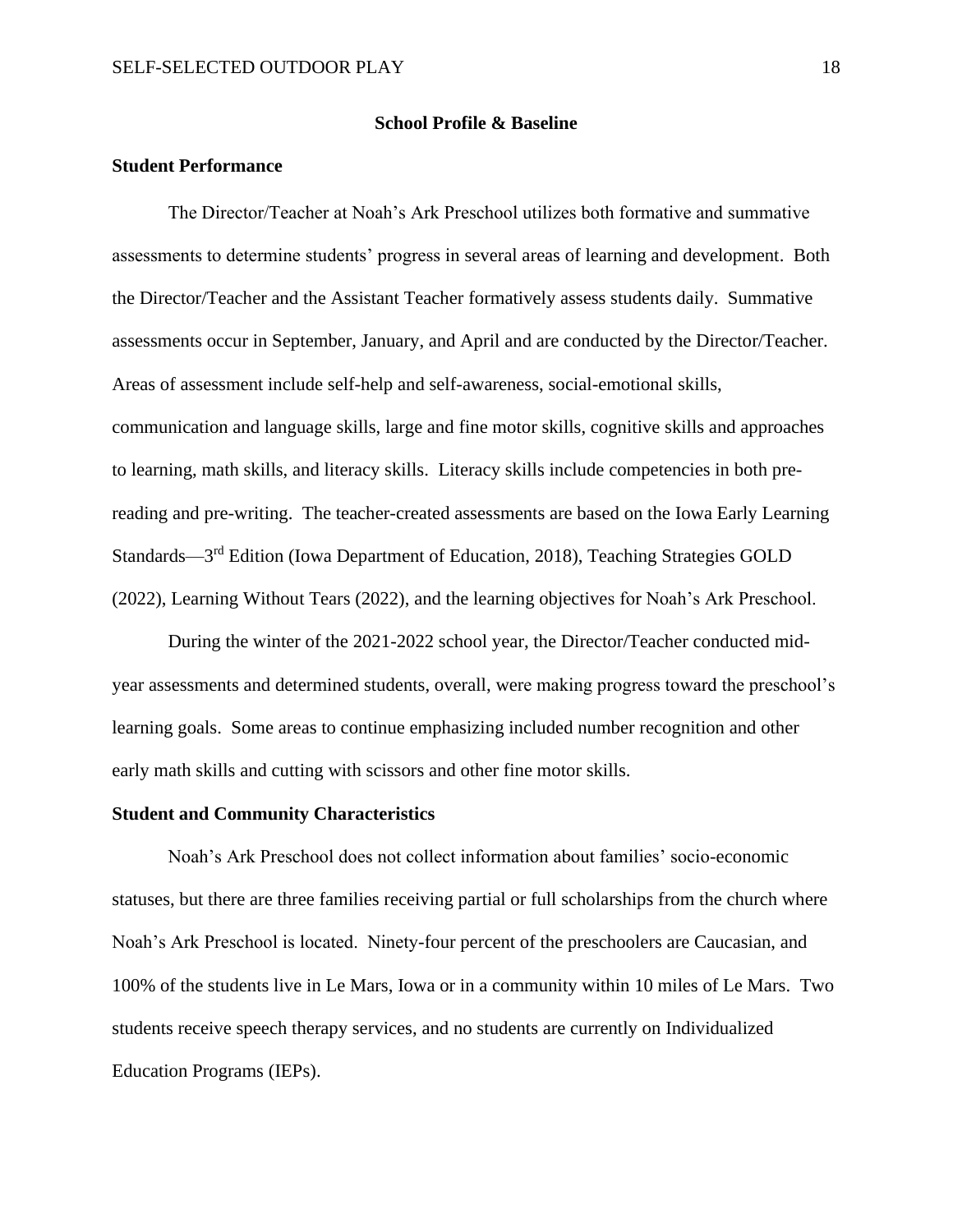## School Profile & Baseline

### Student Performance

The Director/Teacher at Noah's Ark Preschool utilizes both formative and summative assessments to determine students' progress in several areas of learning and development. Both the Director/Teacher and the Assistant Teacher formatively assess students daily. Summative assessments occur in September, January, and April and are conducted by the Director/Teacher. Areas of assessment include self-help and self-awareness, social-emotional skills, communication and language skills, large and fine motor skills, cognitive skills and approaches to learning, math skills, and literacy skills. Literacy skills include competencies in both pre-reading and pre-writing. The teacher-created assessments are based on the Iowa Early Learning Standards—3rd Edition (Iowa Department of Education, 2018), Teaching Strategies GOLD (2022), Learning Without Tears (2022), and the learning objectives for Noah's Ark Preschool.

During the winter of the 2021-2022 school year, the Director/Teacher conducted mid-year assessments and determined students, overall, were making progress toward the preschool's learning goals. Some areas to continue emphasizing included number recognition and other early math skills and cutting with scissors and other fine motor skills.

### Student and Community Characteristics

Noah's Ark Preschool does not collect information about families' socio-economic statuses, but there are three families receiving partial or full scholarships from the church where Noah's Ark Preschool is located. Ninety-four percent of the preschoolers are Caucasian, and 100% of the students live in Le Mars, Iowa or in a community within 10 miles of Le Mars. Two students receive speech therapy services, and no students are currently on Individualized Education Programs (IEPs).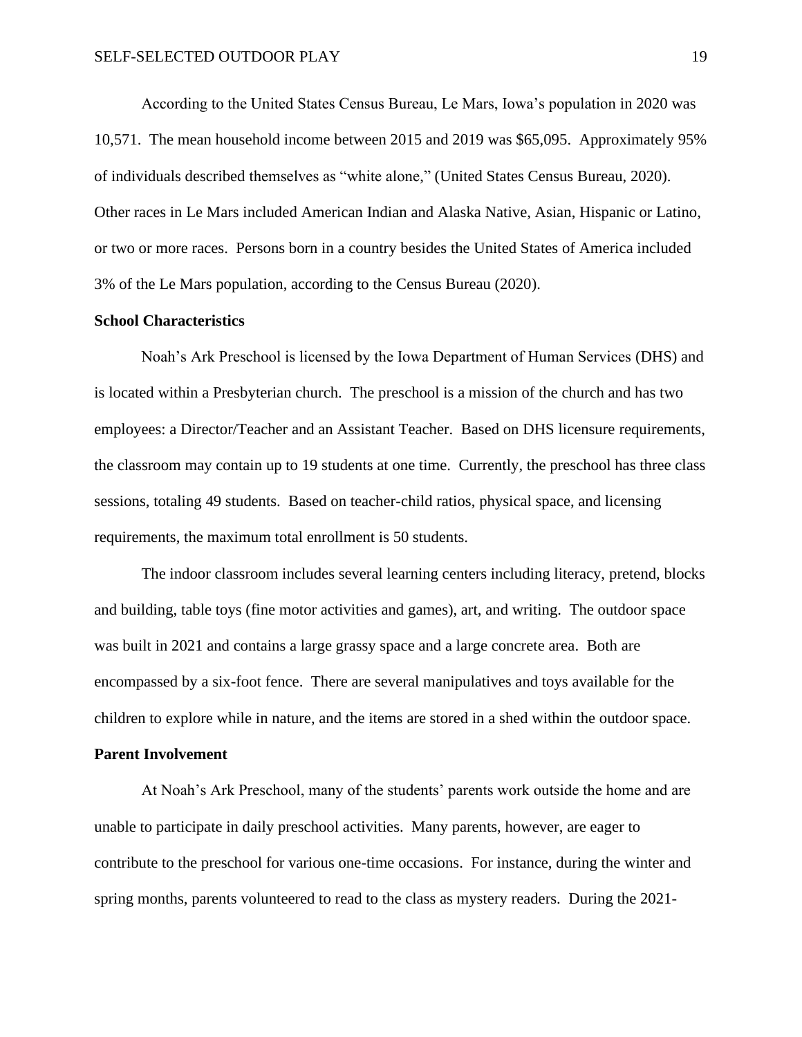According to the United States Census Bureau, Le Mars, Iowa's population in 2020 was 10,571. The mean household income between 2015 and 2019 was $65,095. Approximately 95% of individuals described themselves as "white alone," (United States Census Bureau, 2020). Other races in Le Mars included American Indian and Alaska Native, Asian, Hispanic or Latino, or two or more races. Persons born in a country besides the United States of America included 3% of the Le Mars population, according to the Census Bureau (2020).

**School Characteristics**

Noah's Ark Preschool is licensed by the Iowa Department of Human Services (DHS) and is located within a Presbyterian church. The preschool is a mission of the church and has two employees: a Director/Teacher and an Assistant Teacher. Based on DHS licensure requirements, the classroom may contain up to 19 students at one time. Currently, the preschool has three class sessions, totaling 49 students. Based on teacher-child ratios, physical space, and licensing requirements, the maximum total enrollment is 50 students.

The indoor classroom includes several learning centers including literacy, pretend, blocks and building, table toys (fine motor activities and games), art, and writing. The outdoor space was built in 2021 and contains a large grassy space and a large concrete area. Both are encompassed by a six-foot fence. There are several manipulatives and toys available for the children to explore while in nature, and the items are stored in a shed within the outdoor space.

**Parent Involvement**

At Noah's Ark Preschool, many of the students' parents work outside the home and are unable to participate in daily preschool activities. Many parents, however, are eager to contribute to the preschool for various one-time occasions. For instance, during the winter and spring months, parents volunteered to read to the class as mystery readers. During the 2021-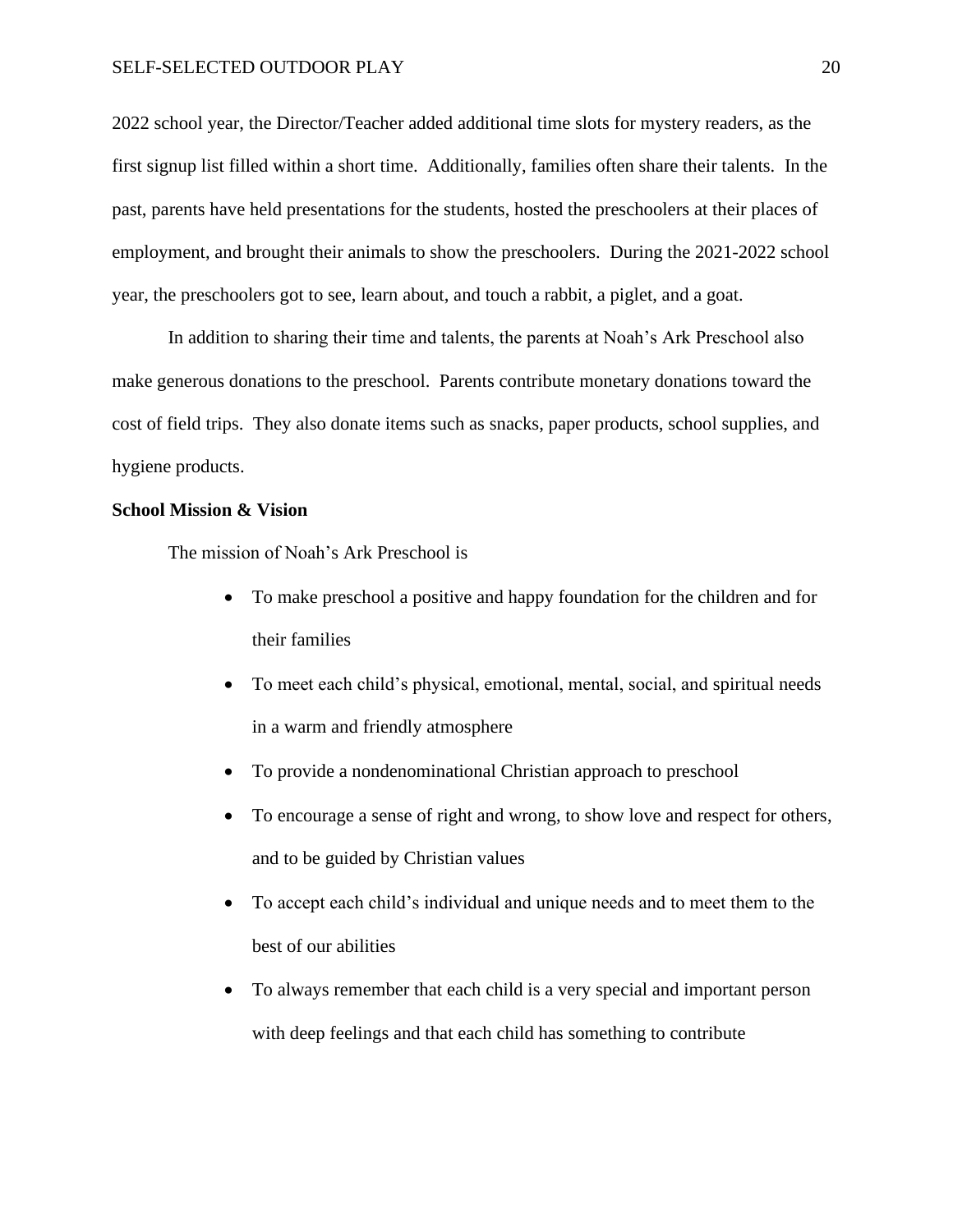2022 school year, the Director/Teacher added additional time slots for mystery readers, as the first signup list filled within a short time. Additionally, families often share their talents. In the past, parents have held presentations for the students, hosted the preschoolers at their places of employment, and brought their animals to show the preschoolers. During the 2021-2022 school year, the preschoolers got to see, learn about, and touch a rabbit, a piglet, and a goat.

In addition to sharing their time and talents, the parents at Noah's Ark Preschool also make generous donations to the preschool. Parents contribute monetary donations toward the cost of field trips. They also donate items such as snacks, paper products, school supplies, and hygiene products.

**School Mission & Vision**

The mission of Noah's Ark Preschool is

- To make preschool a positive and happy foundation for the children and for their families
- To meet each child's physical, emotional, mental, social, and spiritual needs in a warm and friendly atmosphere
- To provide a nondenominational Christian approach to preschool
- To encourage a sense of right and wrong, to show love and respect for others, and to be guided by Christian values
- To accept each child's individual and unique needs and to meet them to the best of our abilities
- To always remember that each child is a very special and important person with deep feelings and that each child has something to contribute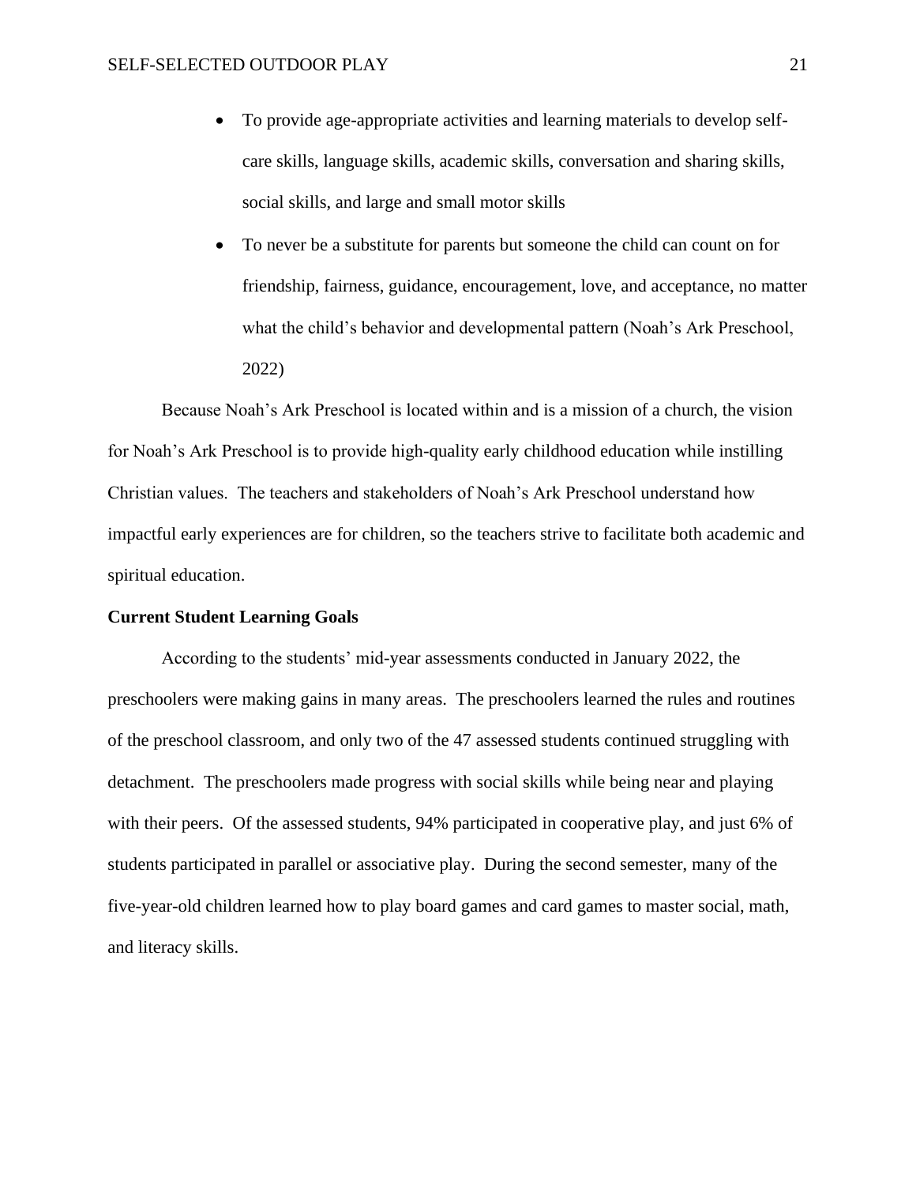- To provide age-appropriate activities and learning materials to develop self-care skills, language skills, academic skills, conversation and sharing skills, social skills, and large and small motor skills
- To never be a substitute for parents but someone the child can count on for friendship, fairness, guidance, encouragement, love, and acceptance, no matter what the child's behavior and developmental pattern (Noah's Ark Preschool, 2022)

Because Noah's Ark Preschool is located within and is a mission of a church, the vision for Noah's Ark Preschool is to provide high-quality early childhood education while instilling Christian values. The teachers and stakeholders of Noah's Ark Preschool understand how impactful early experiences are for children, so the teachers strive to facilitate both academic and spiritual education.

**Current Student Learning Goals**

According to the students' mid-year assessments conducted in January 2022, the preschoolers were making gains in many areas. The preschoolers learned the rules and routines of the preschool classroom, and only two of the 47 assessed students continued struggling with detachment. The preschoolers made progress with social skills while being near and playing with their peers. Of the assessed students, 94% participated in cooperative play, and just 6% of students participated in parallel or associative play. During the second semester, many of the five-year-old children learned how to play board games and card games to master social, math, and literacy skills.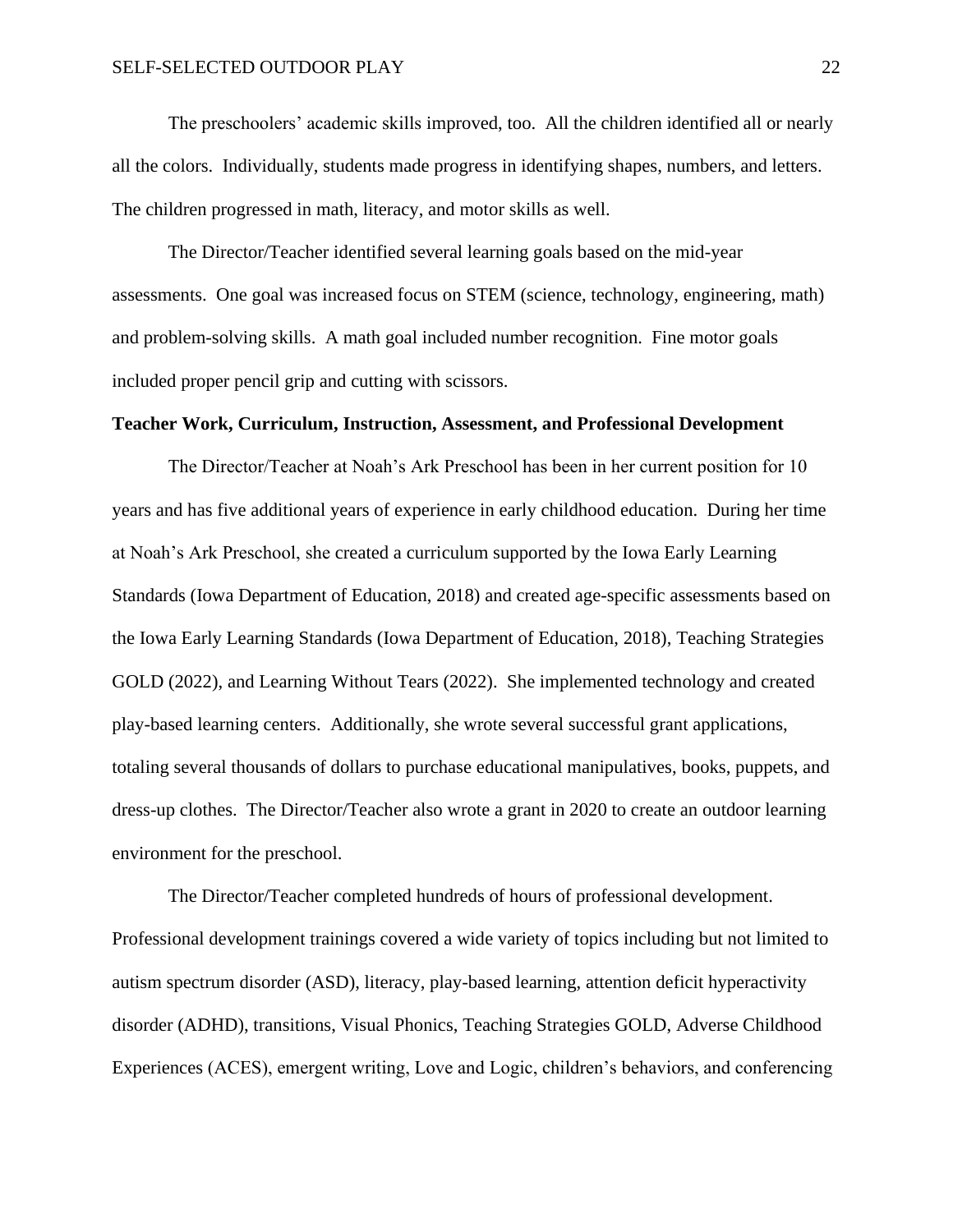The preschoolers' academic skills improved, too. All the children identified all or nearly all the colors. Individually, students made progress in identifying shapes, numbers, and letters. The children progressed in math, literacy, and motor skills as well.

The Director/Teacher identified several learning goals based on the mid-year assessments. One goal was increased focus on STEM (science, technology, engineering, math) and problem-solving skills. A math goal included number recognition. Fine motor goals included proper pencil grip and cutting with scissors.

**Teacher Work, Curriculum, Instruction, Assessment, and Professional Development**

The Director/Teacher at Noah's Ark Preschool has been in her current position for 10 years and has five additional years of experience in early childhood education. During her time at Noah's Ark Preschool, she created a curriculum supported by the Iowa Early Learning Standards (Iowa Department of Education, 2018) and created age-specific assessments based on the Iowa Early Learning Standards (Iowa Department of Education, 2018), Teaching Strategies GOLD (2022), and Learning Without Tears (2022). She implemented technology and created play-based learning centers. Additionally, she wrote several successful grant applications, totaling several thousands of dollars to purchase educational manipulatives, books, puppets, and dress-up clothes. The Director/Teacher also wrote a grant in 2020 to create an outdoor learning environment for the preschool.

The Director/Teacher completed hundreds of hours of professional development. Professional development trainings covered a wide variety of topics including but not limited to autism spectrum disorder (ASD), literacy, play-based learning, attention deficit hyperactivity disorder (ADHD), transitions, Visual Phonics, Teaching Strategies GOLD, Adverse Childhood Experiences (ACES), emergent writing, Love and Logic, children's behaviors, and conferencing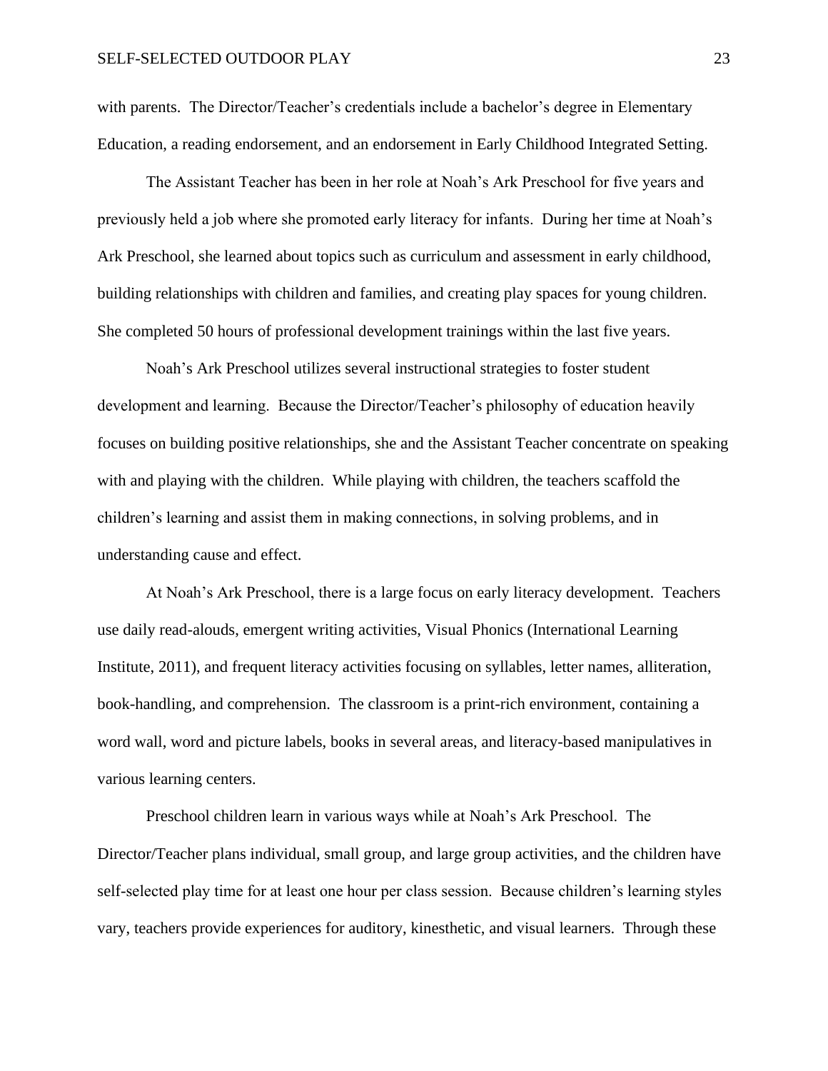with parents. The Director/Teacher's credentials include a bachelor's degree in Elementary Education, a reading endorsement, and an endorsement in Early Childhood Integrated Setting.

The Assistant Teacher has been in her role at Noah's Ark Preschool for five years and previously held a job where she promoted early literacy for infants. During her time at Noah's Ark Preschool, she learned about topics such as curriculum and assessment in early childhood, building relationships with children and families, and creating play spaces for young children. She completed 50 hours of professional development trainings within the last five years.

Noah's Ark Preschool utilizes several instructional strategies to foster student development and learning. Because the Director/Teacher's philosophy of education heavily focuses on building positive relationships, she and the Assistant Teacher concentrate on speaking with and playing with the children. While playing with children, the teachers scaffold the children's learning and assist them in making connections, in solving problems, and in understanding cause and effect.

At Noah's Ark Preschool, there is a large focus on early literacy development. Teachers use daily read-alouds, emergent writing activities, Visual Phonics (International Learning Institute, 2011), and frequent literacy activities focusing on syllables, letter names, alliteration, book-handling, and comprehension. The classroom is a print-rich environment, containing a word wall, word and picture labels, books in several areas, and literacy-based manipulatives in various learning centers.

Preschool children learn in various ways while at Noah's Ark Preschool. The Director/Teacher plans individual, small group, and large group activities, and the children have self-selected play time for at least one hour per class session. Because children's learning styles vary, teachers provide experiences for auditory, kinesthetic, and visual learners. Through these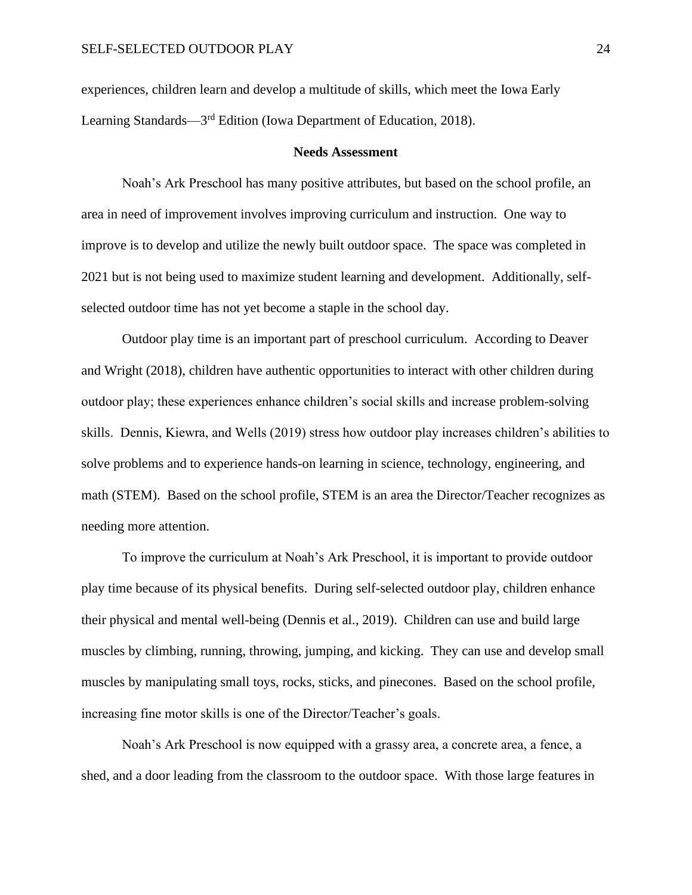experiences, children learn and develop a multitude of skills, which meet the Iowa Early Learning Standards—3rd Edition (Iowa Department of Education, 2018).

## Needs Assessment

Noah's Ark Preschool has many positive attributes, but based on the school profile, an area in need of improvement involves improving curriculum and instruction. One way to improve is to develop and utilize the newly built outdoor space. The space was completed in 2021 but is not being used to maximize student learning and development. Additionally, self-selected outdoor time has not yet become a staple in the school day.

Outdoor play time is an important part of preschool curriculum. According to Deaver and Wright (2018), children have authentic opportunities to interact with other children during outdoor play; these experiences enhance children's social skills and increase problem-solving skills. Dennis, Kiewra, and Wells (2019) stress how outdoor play increases children's abilities to solve problems and to experience hands-on learning in science, technology, engineering, and math (STEM). Based on the school profile, STEM is an area the Director/Teacher recognizes as needing more attention.

To improve the curriculum at Noah's Ark Preschool, it is important to provide outdoor play time because of its physical benefits. During self-selected outdoor play, children enhance their physical and mental well-being (Dennis et al., 2019). Children can use and build large muscles by climbing, running, throwing, jumping, and kicking. They can use and develop small muscles by manipulating small toys, rocks, sticks, and pinecones. Based on the school profile, increasing fine motor skills is one of the Director/Teacher's goals.

Noah's Ark Preschool is now equipped with a grassy area, a concrete area, a fence, a shed, and a door leading from the classroom to the outdoor space. With those large features in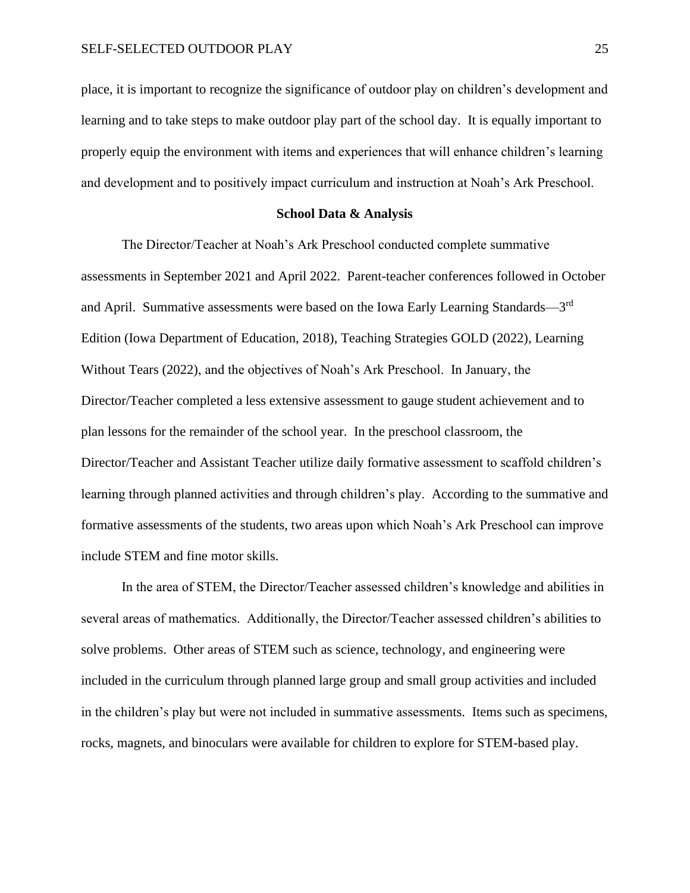place, it is important to recognize the significance of outdoor play on children's development and learning and to take steps to make outdoor play part of the school day. It is equally important to properly equip the environment with items and experiences that will enhance children's learning and development and to positively impact curriculum and instruction at Noah's Ark Preschool.

## School Data & Analysis

The Director/Teacher at Noah's Ark Preschool conducted complete summative assessments in September 2021 and April 2022. Parent-teacher conferences followed in October and April. Summative assessments were based on the Iowa Early Learning Standards—3rd Edition (Iowa Department of Education, 2018), Teaching Strategies GOLD (2022), Learning Without Tears (2022), and the objectives of Noah's Ark Preschool. In January, the Director/Teacher completed a less extensive assessment to gauge student achievement and to plan lessons for the remainder of the school year. In the preschool classroom, the Director/Teacher and Assistant Teacher utilize daily formative assessment to scaffold children's learning through planned activities and through children's play. According to the summative and formative assessments of the students, two areas upon which Noah's Ark Preschool can improve include STEM and fine motor skills.

In the area of STEM, the Director/Teacher assessed children's knowledge and abilities in several areas of mathematics. Additionally, the Director/Teacher assessed children's abilities to solve problems. Other areas of STEM such as science, technology, and engineering were included in the curriculum through planned large group and small group activities and included in the children's play but were not included in summative assessments. Items such as specimens, rocks, magnets, and binoculars were available for children to explore for STEM-based play.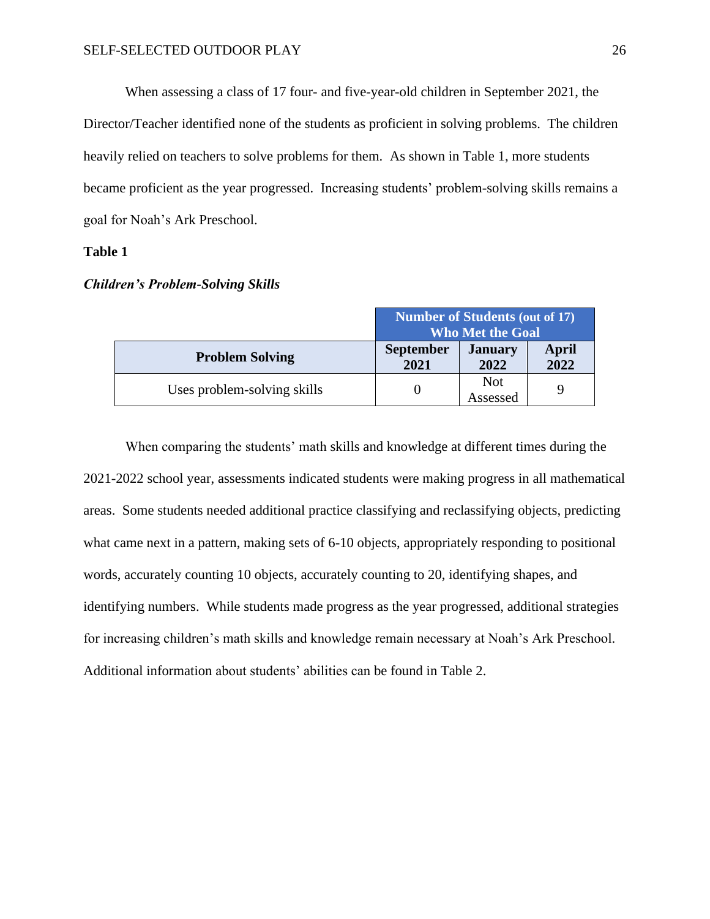When assessing a class of 17 four- and five-year-old children in September 2021, the Director/Teacher identified none of the students as proficient in solving problems. The children heavily relied on teachers to solve problems for them. As shown in Table 1, more students became proficient as the year progressed. Increasing students' problem-solving skills remains a goal for Noah's Ark Preschool.

**Table 1**

***Children's Problem-Solving Skills***

| | Number of Students (out of 17) Who Met the Goal | | |
|---|---|---|---|
| **Problem Solving** | **September 2021** | **January 2022** | **April 2022** |
| Uses problem-solving skills | 0 | Not Assessed | 9 |

When comparing the students' math skills and knowledge at different times during the 2021-2022 school year, assessments indicated students were making progress in all mathematical areas. Some students needed additional practice classifying and reclassifying objects, predicting what came next in a pattern, making sets of 6-10 objects, appropriately responding to positional words, accurately counting 10 objects, accurately counting to 20, identifying shapes, and identifying numbers. While students made progress as the year progressed, additional strategies for increasing children's math skills and knowledge remain necessary at Noah's Ark Preschool. Additional information about students' abilities can be found in Table 2.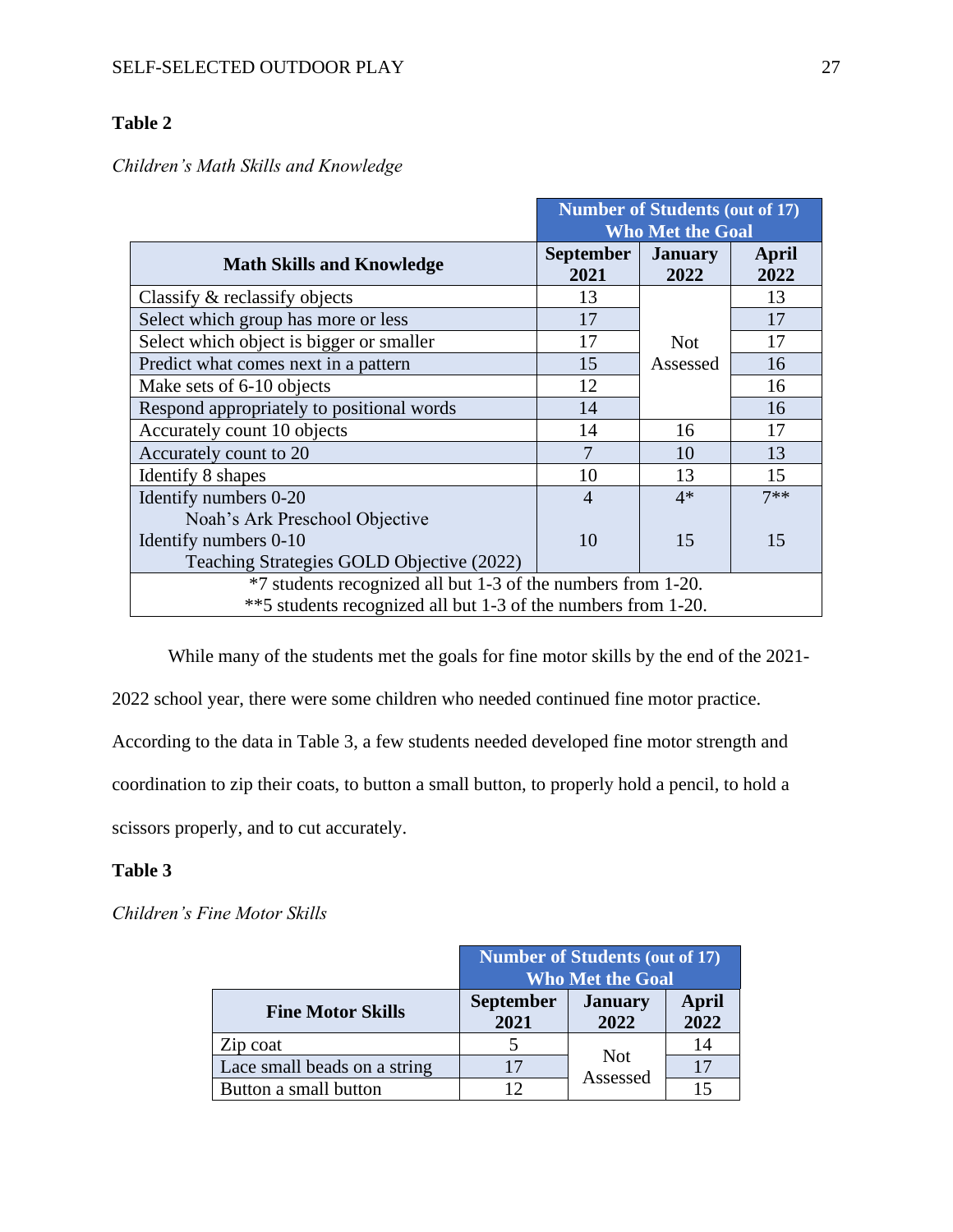**Table 2**

*Children's Math Skills and Knowledge*

| Math Skills and Knowledge | Number of Students (out of 17) Who Met the Goal | | |
|---|---|---|---|
| | September 2021 | January 2022 | April 2022 |
| Classify & reclassify objects | 13 | Not Assessed | 13 |
| Select which group has more or less | 17 | | 17 |
| Select which object is bigger or smaller | 17 | | 17 |
| Predict what comes next in a pattern | 15 | | 16 |
| Make sets of 6-10 objects | 12 | | 16 |
| Respond appropriately to positional words | 14 | | 16 |
| Accurately count 10 objects | 14 | 16 | 17 |
| Accurately count to 20 | 7 | 10 | 13 |
| Identify 8 shapes | 10 | 13 | 15 |
| Identify numbers 0-20 Noah's Ark Preschool Objective | 4 | 4* | 7** |
| Identify numbers 0-10 Teaching Strategies GOLD Objective (2022) | 10 | 15 | 15 |
| *7 students recognized all but 1-3 of the numbers from 1-20. **5 students recognized all but 1-3 of the numbers from 1-20. | | | |

While many of the students met the goals for fine motor skills by the end of the 2021-2022 school year, there were some children who needed continued fine motor practice. According to the data in Table 3, a few students needed developed fine motor strength and coordination to zip their coats, to button a small button, to properly hold a pencil, to hold a scissors properly, and to cut accurately.

**Table 3**

*Children's Fine Motor Skills*

| Fine Motor Skills | Number of Students (out of 17) Who Met the Goal | | |
|---|---|---|---|
| | September 2021 | January 2022 | April 2022 |
| Zip coat | 5 | Not Assessed | 14 |
| Lace small beads on a string | 17 | | 17 |
| Button a small button | 12 | | 15 |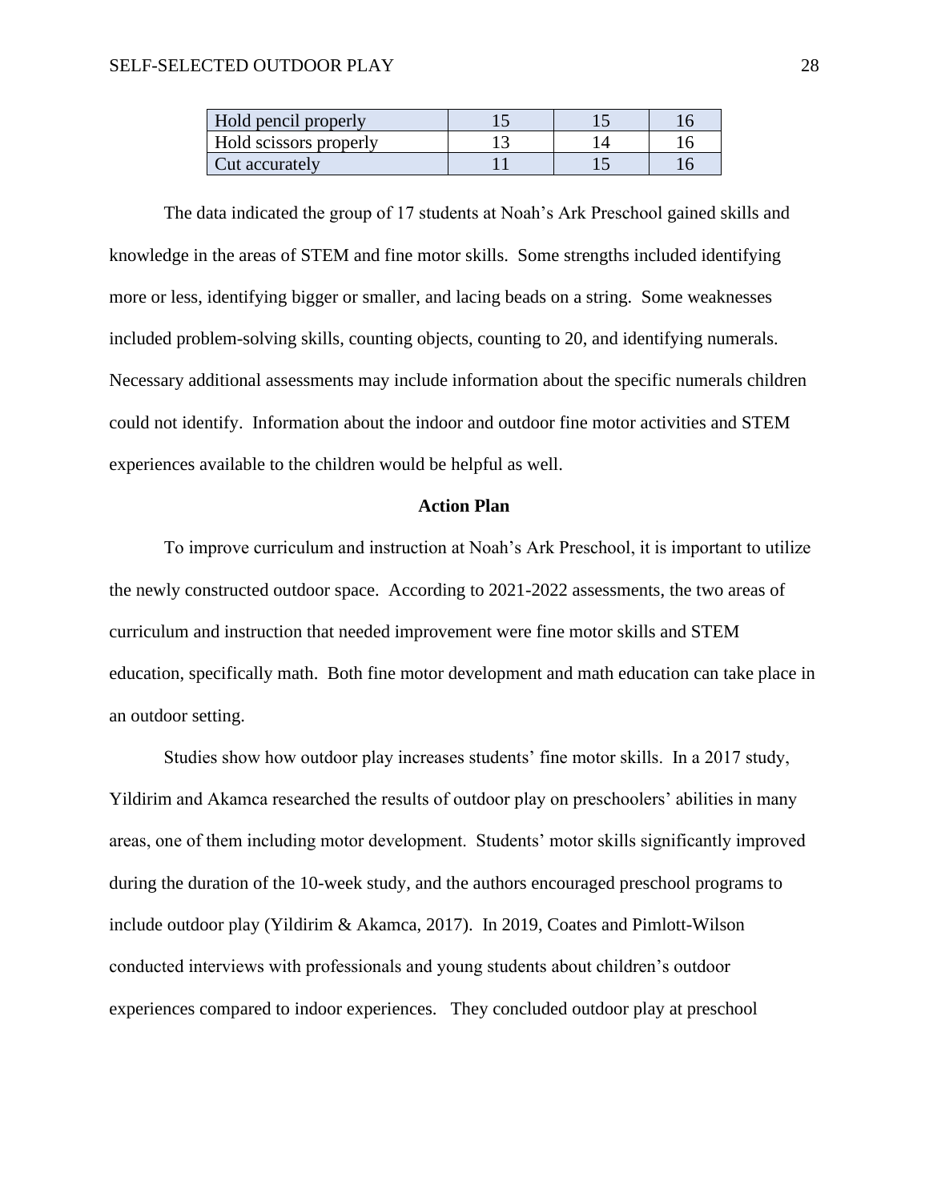| Hold pencil properly | 15 | 15 | 16 |
|---|---|---|---|
| Hold scissors properly | 13 | 14 | 16 |
| Cut accurately | 11 | 15 | 16 |

The data indicated the group of 17 students at Noah's Ark Preschool gained skills and knowledge in the areas of STEM and fine motor skills. Some strengths included identifying more or less, identifying bigger or smaller, and lacing beads on a string. Some weaknesses included problem-solving skills, counting objects, counting to 20, and identifying numerals. Necessary additional assessments may include information about the specific numerals children could not identify. Information about the indoor and outdoor fine motor activities and STEM experiences available to the children would be helpful as well.

## Action Plan

To improve curriculum and instruction at Noah's Ark Preschool, it is important to utilize the newly constructed outdoor space. According to 2021-2022 assessments, the two areas of curriculum and instruction that needed improvement were fine motor skills and STEM education, specifically math. Both fine motor development and math education can take place in an outdoor setting.

Studies show how outdoor play increases students' fine motor skills. In a 2017 study, Yildirim and Akamca researched the results of outdoor play on preschoolers' abilities in many areas, one of them including motor development. Students' motor skills significantly improved during the duration of the 10-week study, and the authors encouraged preschool programs to include outdoor play (Yildirim & Akamca, 2017). In 2019, Coates and Pimlott-Wilson conducted interviews with professionals and young students about children's outdoor experiences compared to indoor experiences. They concluded outdoor play at preschool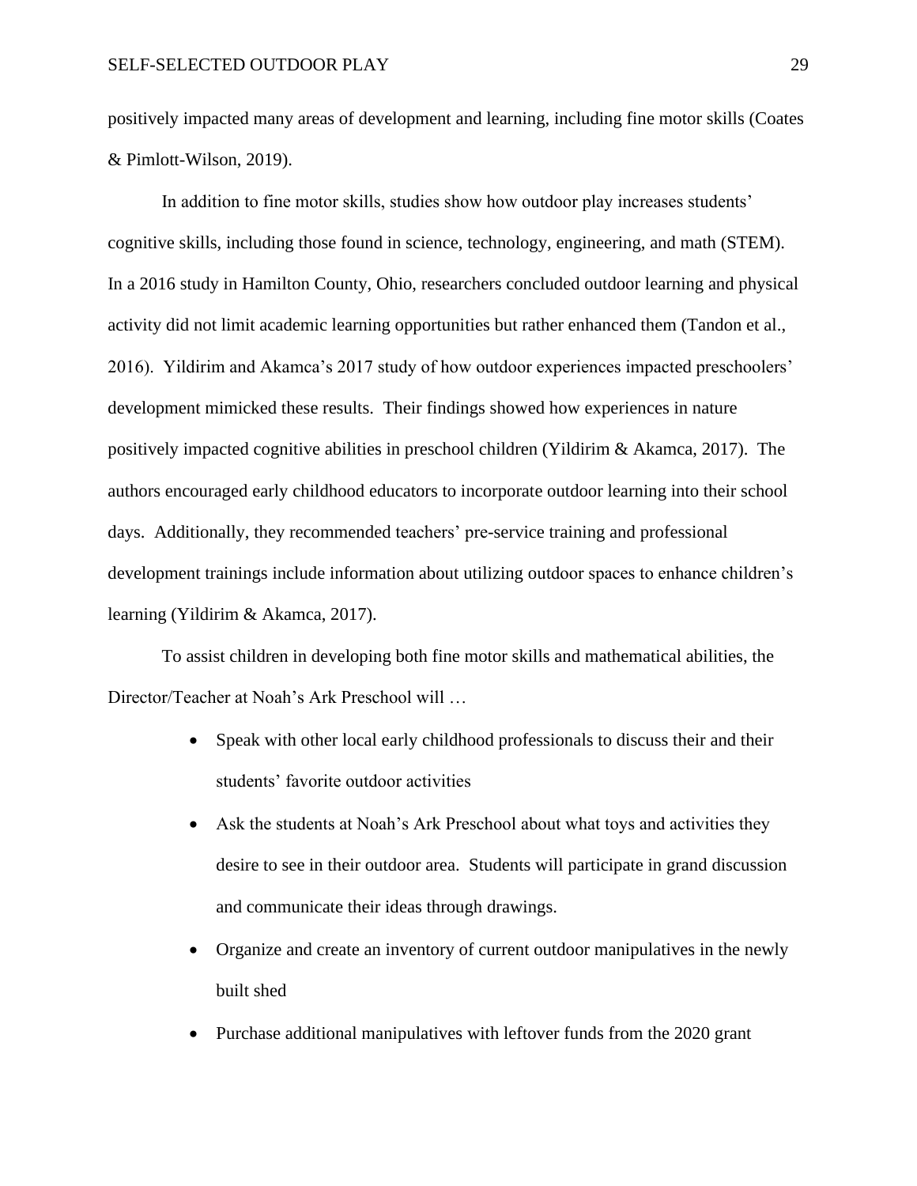positively impacted many areas of development and learning, including fine motor skills (Coates & Pimlott-Wilson, 2019).

In addition to fine motor skills, studies show how outdoor play increases students' cognitive skills, including those found in science, technology, engineering, and math (STEM). In a 2016 study in Hamilton County, Ohio, researchers concluded outdoor learning and physical activity did not limit academic learning opportunities but rather enhanced them (Tandon et al., 2016). Yildirim and Akamca's 2017 study of how outdoor experiences impacted preschoolers' development mimicked these results. Their findings showed how experiences in nature positively impacted cognitive abilities in preschool children (Yildirim & Akamca, 2017). The authors encouraged early childhood educators to incorporate outdoor learning into their school days. Additionally, they recommended teachers' pre-service training and professional development trainings include information about utilizing outdoor spaces to enhance children's learning (Yildirim & Akamca, 2017).

To assist children in developing both fine motor skills and mathematical abilities, the Director/Teacher at Noah's Ark Preschool will …

- Speak with other local early childhood professionals to discuss their and their students' favorite outdoor activities
- Ask the students at Noah's Ark Preschool about what toys and activities they desire to see in their outdoor area. Students will participate in grand discussion and communicate their ideas through drawings.
- Organize and create an inventory of current outdoor manipulatives in the newly built shed
- Purchase additional manipulatives with leftover funds from the 2020 grant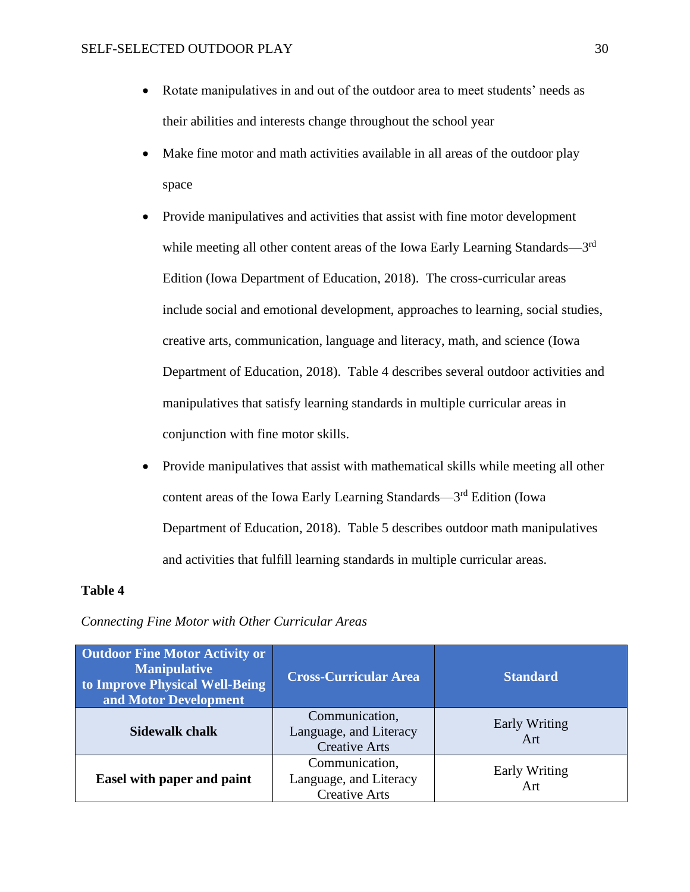- Rotate manipulatives in and out of the outdoor area to meet students' needs as their abilities and interests change throughout the school year
- Make fine motor and math activities available in all areas of the outdoor play space
- Provide manipulatives and activities that assist with fine motor development while meeting all other content areas of the Iowa Early Learning Standards—3rd Edition (Iowa Department of Education, 2018). The cross-curricular areas include social and emotional development, approaches to learning, social studies, creative arts, communication, language and literacy, math, and science (Iowa Department of Education, 2018). Table 4 describes several outdoor activities and manipulatives that satisfy learning standards in multiple curricular areas in conjunction with fine motor skills.
- Provide manipulatives that assist with mathematical skills while meeting all other content areas of the Iowa Early Learning Standards—3rd Edition (Iowa Department of Education, 2018). Table 5 describes outdoor math manipulatives and activities that fulfill learning standards in multiple curricular areas.

**Table 4**

*Connecting Fine Motor with Other Curricular Areas*

| Outdoor Fine Motor Activity or Manipulative to Improve Physical Well-Being and Motor Development | Cross-Curricular Area | Standard |
|---|---|---|
| **Sidewalk chalk** | Communication, Language, and Literacy<br>Creative Arts | Early Writing<br>Art |
| **Easel with paper and paint** | Communication, Language, and Literacy<br>Creative Arts | Early Writing<br>Art |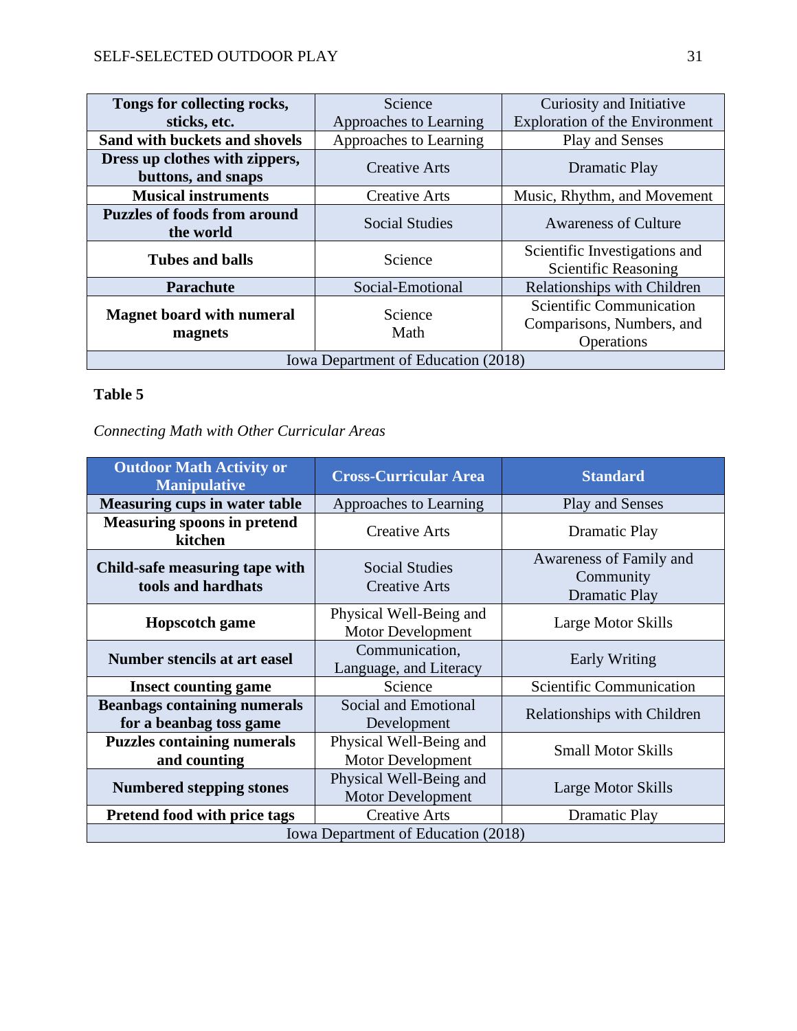| | | |
|---|---|---|
| **Tongs for collecting rocks, sticks, etc.** | Science<br>Approaches to Learning | Curiosity and Initiative<br>Exploration of the Environment |
| **Sand with buckets and shovels** | Approaches to Learning | Play and Senses |
| **Dress up clothes with zippers, buttons, and snaps** | Creative Arts | Dramatic Play |
| **Musical instruments** | Creative Arts | Music, Rhythm, and Movement |
| **Puzzles of foods from around the world** | Social Studies | Awareness of Culture |
| **Tubes and balls** | Science | Scientific Investigations and Scientific Reasoning |
| **Parachute** | Social-Emotional | Relationships with Children |
| **Magnet board with numeral magnets** | Science<br>Math | Scientific Communication<br>Comparisons, Numbers, and Operations |
| Iowa Department of Education (2018) | | |

**Table 5**

*Connecting Math with Other Curricular Areas*

| Outdoor Math Activity or Manipulative | Cross-Curricular Area | Standard |
|---|---|---|
| **Measuring cups in water table** | Approaches to Learning | Play and Senses |
| **Measuring spoons in pretend kitchen** | Creative Arts | Dramatic Play |
| **Child-safe measuring tape with tools and hardhats** | Social Studies<br>Creative Arts | Awareness of Family and Community<br>Dramatic Play |
| **Hopscotch game** | Physical Well-Being and Motor Development | Large Motor Skills |
| **Number stencils at art easel** | Communication, Language, and Literacy | Early Writing |
| **Insect counting game** | Science | Scientific Communication |
| **Beanbags containing numerals for a beanbag toss game** | Social and Emotional Development | Relationships with Children |
| **Puzzles containing numerals and counting** | Physical Well-Being and Motor Development | Small Motor Skills |
| **Numbered stepping stones** | Physical Well-Being and Motor Development | Large Motor Skills |
| **Pretend food with price tags** | Creative Arts | Dramatic Play |
| Iowa Department of Education (2018) | | |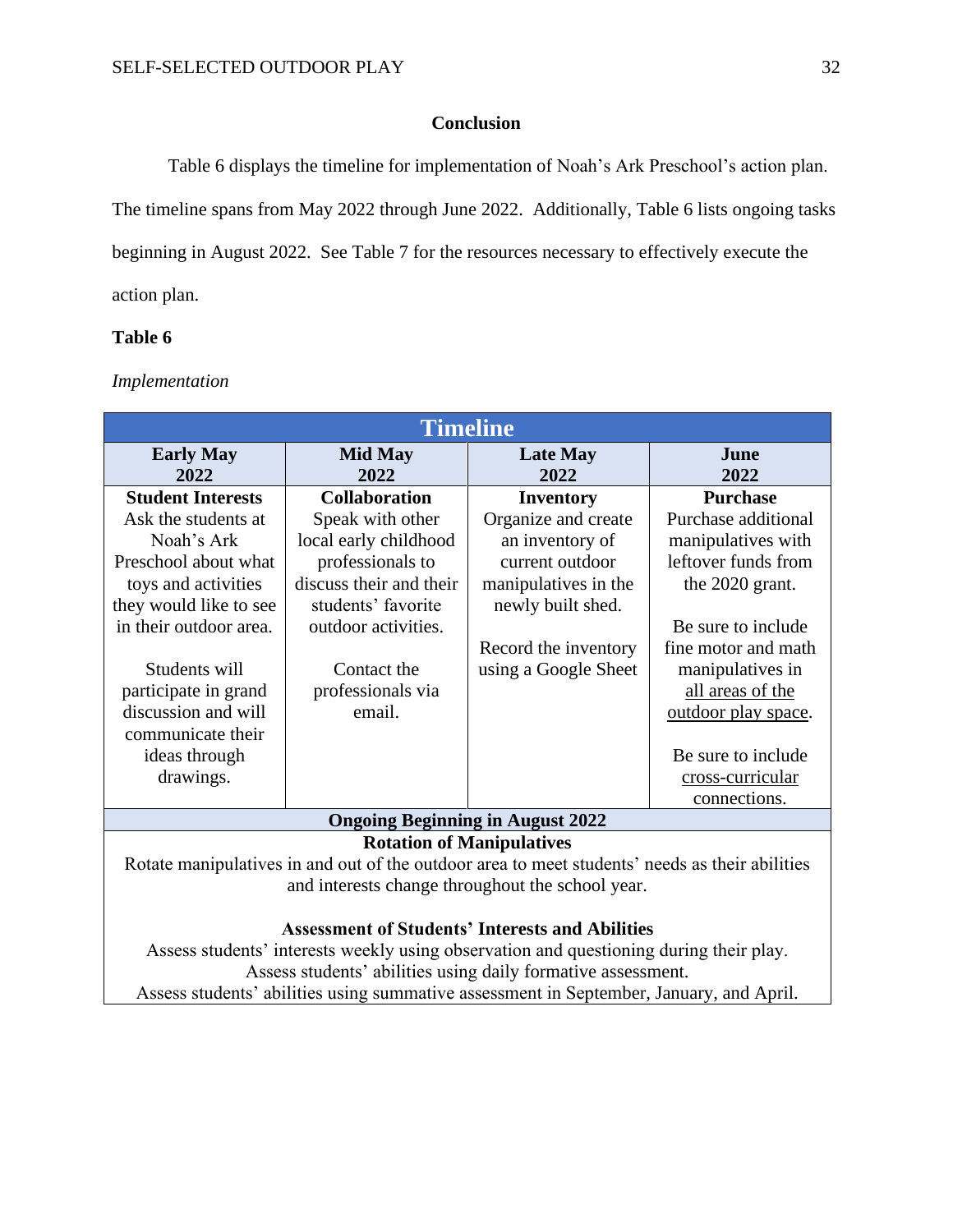## Conclusion

Table 6 displays the timeline for implementation of Noah's Ark Preschool's action plan. The timeline spans from May 2022 through June 2022. Additionally, Table 6 lists ongoing tasks beginning in August 2022. See Table 7 for the resources necessary to effectively execute the action plan.

**Table 6**

*Implementation*

| Timeline | | | |
|---|---|---|---|
| **Early May 2022** | **Mid May 2022** | **Late May 2022** | **June 2022** |
| **Student Interests** Ask the students at Noah's Ark Preschool about what toys and activities they would like to see in their outdoor area.<br><br>Students will participate in grand discussion and will communicate their ideas through drawings. | **Collaboration** Speak with other local early childhood professionals to discuss their and their students' favorite outdoor activities.<br><br>Contact the professionals via email. | **Inventory** Organize and create an inventory of current outdoor manipulatives in the newly built shed.<br><br>Record the inventory using a Google Sheet | **Purchase** Purchase additional manipulatives with leftover funds from the 2020 grant.<br><br>Be sure to include fine motor and math manipulatives in <u>all areas of the outdoor play space</u>.<br><br>Be sure to include <u>cross-curricular</u> connections. |
| **Ongoing Beginning in August 2022** | | | |
| **Rotation of Manipulatives** Rotate manipulatives in and out of the outdoor area to meet students' needs as their abilities and interests change throughout the school year.<br><br>**Assessment of Students' Interests and Abilities** Assess students' interests weekly using observation and questioning during their play. Assess students' abilities using daily formative assessment. Assess students' abilities using summative assessment in September, January, and April. | | | |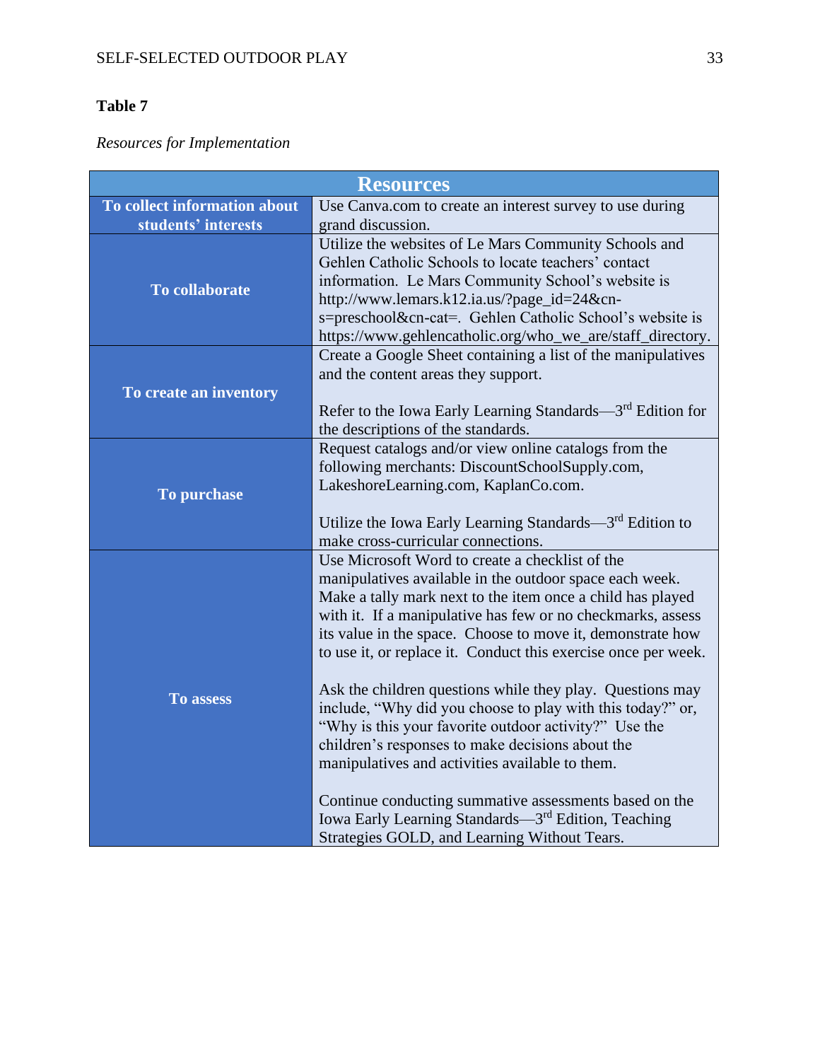**Table 7**

*Resources for Implementation*

| Resources | |
|---|---|
| **To collect information about students' interests** | Use Canva.com to create an interest survey to use during grand discussion. |
| **To collaborate** | Utilize the websites of Le Mars Community Schools and Gehlen Catholic Schools to locate teachers' contact information. Le Mars Community School's website is http://www.lemars.k12.ia.us/?page_id=24&cn-s=preschool&cn-cat=. Gehlen Catholic School's website is https://www.gehlencatholic.org/who_we_are/staff_directory. |
| **To create an inventory** | Create a Google Sheet containing a list of the manipulatives and the content areas they support.<br><br>Refer to the Iowa Early Learning Standards—3rd Edition for the descriptions of the standards. |
| **To purchase** | Request catalogs and/or view online catalogs from the following merchants: DiscountSchoolSupply.com, LakeshoreLearning.com, KaplanCo.com.<br><br>Utilize the Iowa Early Learning Standards—3rd Edition to make cross-curricular connections. |
| **To assess** | Use Microsoft Word to create a checklist of the manipulatives available in the outdoor space each week. Make a tally mark next to the item once a child has played with it. If a manipulative has few or no checkmarks, assess its value in the space. Choose to move it, demonstrate how to use it, or replace it. Conduct this exercise once per week.<br><br>Ask the children questions while they play. Questions may include, "Why did you choose to play with this today?" or, "Why is this your favorite outdoor activity?" Use the children's responses to make decisions about the manipulatives and activities available to them.<br><br>Continue conducting summative assessments based on the Iowa Early Learning Standards—3rd Edition, Teaching Strategies GOLD, and Learning Without Tears. |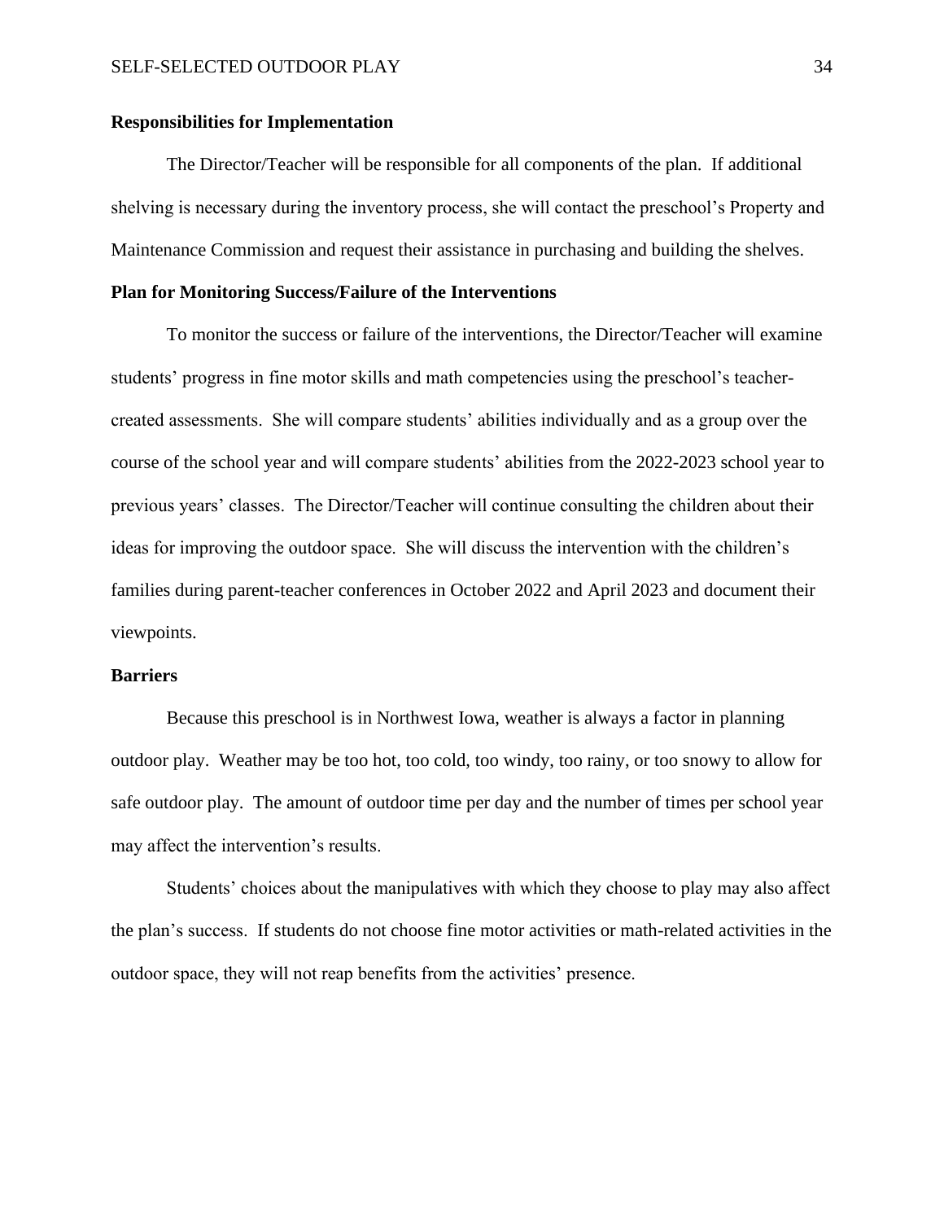**Responsibilities for Implementation**

The Director/Teacher will be responsible for all components of the plan. If additional shelving is necessary during the inventory process, she will contact the preschool's Property and Maintenance Commission and request their assistance in purchasing and building the shelves.

**Plan for Monitoring Success/Failure of the Interventions**

To monitor the success or failure of the interventions, the Director/Teacher will examine students' progress in fine motor skills and math competencies using the preschool's teacher-created assessments. She will compare students' abilities individually and as a group over the course of the school year and will compare students' abilities from the 2022-2023 school year to previous years' classes. The Director/Teacher will continue consulting the children about their ideas for improving the outdoor space. She will discuss the intervention with the children's families during parent-teacher conferences in October 2022 and April 2023 and document their viewpoints.

**Barriers**

Because this preschool is in Northwest Iowa, weather is always a factor in planning outdoor play. Weather may be too hot, too cold, too windy, too rainy, or too snowy to allow for safe outdoor play. The amount of outdoor time per day and the number of times per school year may affect the intervention's results.

Students' choices about the manipulatives with which they choose to play may also affect the plan's success. If students do not choose fine motor activities or math-related activities in the outdoor space, they will not reap benefits from the activities' presence.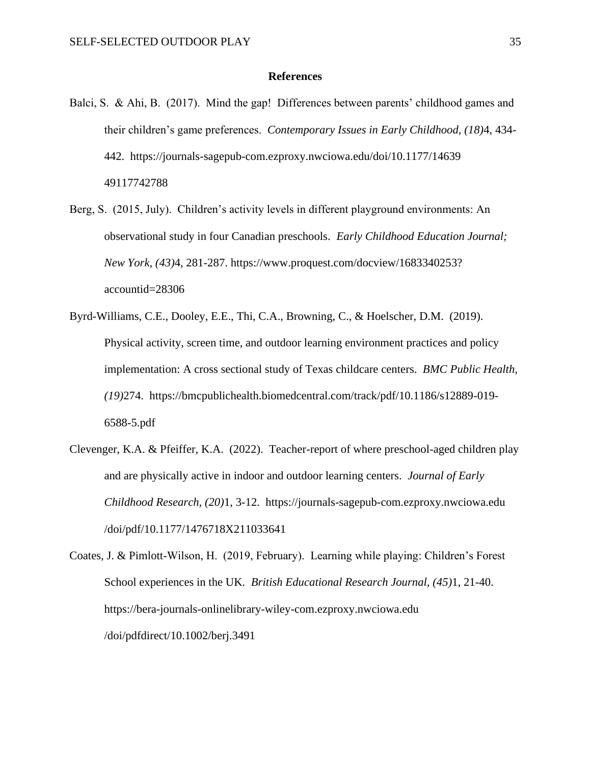# References

Balci, S. & Ahi, B. (2017). Mind the gap! Differences between parents' childhood games and their children's game preferences. *Contemporary Issues in Early Childhood, (18)*4, 434-442. https://journals-sagepub-com.ezproxy.nwciowa.edu/doi/10.1177/14639 49117742788

Berg, S. (2015, July). Children's activity levels in different playground environments: An observational study in four Canadian preschools. *Early Childhood Education Journal; New York, (43)*4, 281-287. https://www.proquest.com/docview/1683340253?accountid=28306

Byrd-Williams, C.E., Dooley, E.E., Thi, C.A., Browning, C., & Hoelscher, D.M. (2019). Physical activity, screen time, and outdoor learning environment practices and policy implementation: A cross sectional study of Texas childcare centers. *BMC Public Health, (19)*274. https://bmcpublichealth.biomedcentral.com/track/pdf/10.1186/s12889-019-6588-5.pdf

Clevenger, K.A. & Pfeiffer, K.A. (2022). Teacher-report of where preschool-aged children play and are physically active in indoor and outdoor learning centers. *Journal of Early Childhood Research, (20)*1, 3-12. https://journals-sagepub-com.ezproxy.nwciowa.edu /doi/pdf/10.1177/1476718X211033641

Coates, J. & Pimlott-Wilson, H. (2019, February). Learning while playing: Children's Forest School experiences in the UK. *British Educational Research Journal, (45)*1, 21-40. https://bera-journals-onlinelibrary-wiley-com.ezproxy.nwciowa.edu /doi/pdfdirect/10.1002/berj.3491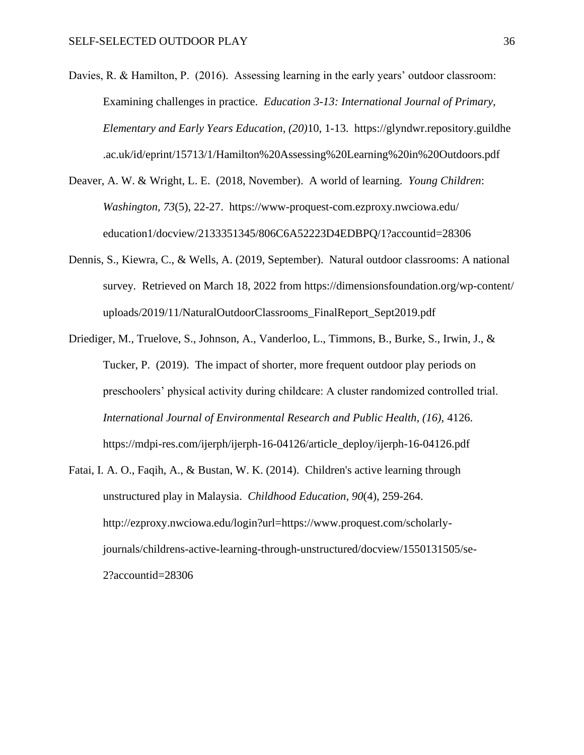Davies, R. & Hamilton, P. (2016). Assessing learning in the early years' outdoor classroom: Examining challenges in practice. *Education 3-13: International Journal of Primary, Elementary and Early Years Education, (20)*10, 1-13. https://glyndwr.repository.guildhe.ac.uk/id/eprint/15713/1/Hamilton%20Assessing%20Learning%20in%20Outdoors.pdf

Deaver, A. W. & Wright, L. E. (2018, November). A world of learning. *Young Children*: *Washington*, *73*(5), 22-27. https://www-proquest-com.ezproxy.nwciowa.edu/education1/docview/2133351345/806C6A52223D4EDBPQ/1?accountid=28306

Dennis, S., Kiewra, C., & Wells, A. (2019, September). Natural outdoor classrooms: A national survey. Retrieved on March 18, 2022 from https://dimensionsfoundation.org/wp-content/uploads/2019/11/NaturalOutdoorClassrooms_FinalReport_Sept2019.pdf

Driediger, M., Truelove, S., Johnson, A., Vanderloo, L., Timmons, B., Burke, S., Irwin, J., & Tucker, P. (2019). The impact of shorter, more frequent outdoor play periods on preschoolers' physical activity during childcare: A cluster randomized controlled trial. *International Journal of Environmental Research and Public Health*, *(16)*, 4126. https://mdpi-res.com/ijerph/ijerph-16-04126/article_deploy/ijerph-16-04126.pdf

Fatai, I. A. O., Faqih, A., & Bustan, W. K. (2014). Children's active learning through unstructured play in Malaysia. *Childhood Education*, *90*(4), 259-264. http://ezproxy.nwciowa.edu/login?url=https://www.proquest.com/scholarly-journals/childrens-active-learning-through-unstructured/docview/1550131505/se-2?accountid=28306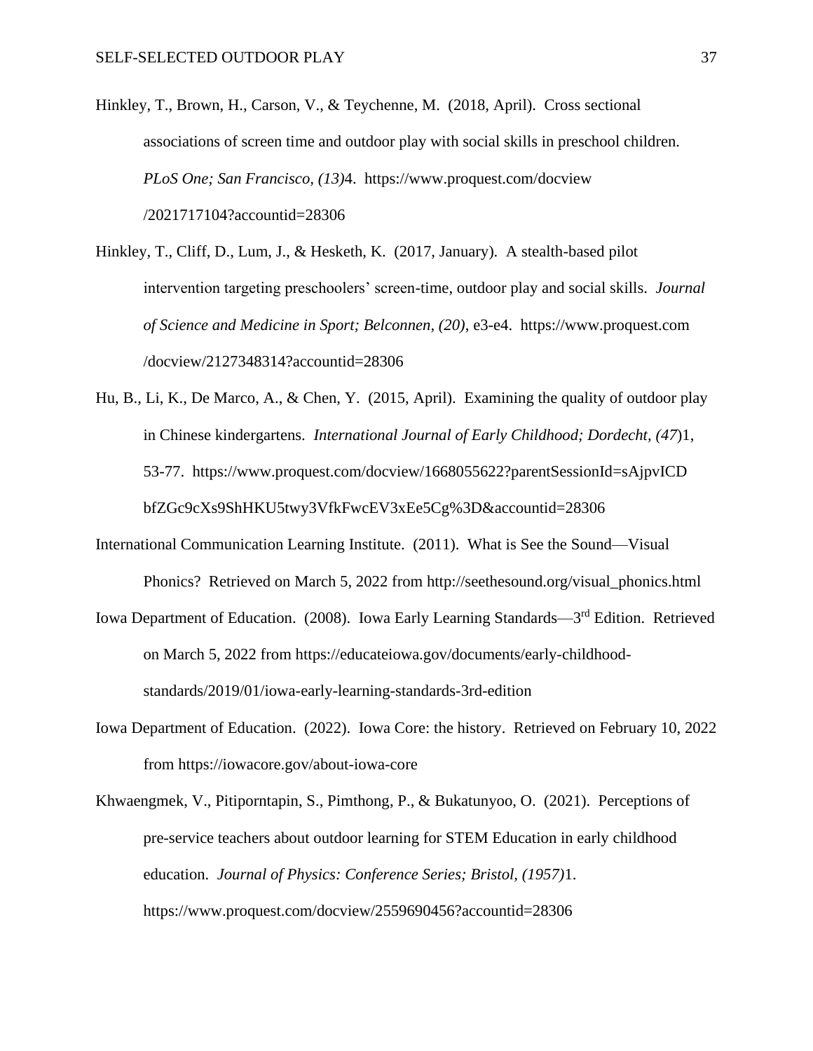Hinkley, T., Brown, H., Carson, V., & Teychenne, M. (2018, April). Cross sectional associations of screen time and outdoor play with social skills in preschool children. *PLoS One; San Francisco, (13)*4. https://www.proquest.com/docview/2021717104?accountid=28306

Hinkley, T., Cliff, D., Lum, J., & Hesketh, K. (2017, January). A stealth-based pilot intervention targeting preschoolers' screen-time, outdoor play and social skills. *Journal of Science and Medicine in Sport; Belconnen, (20)*, e3-e4. https://www.proquest.com/docview/2127348314?accountid=28306

Hu, B., Li, K., De Marco, A., & Chen, Y. (2015, April). Examining the quality of outdoor play in Chinese kindergartens. *International Journal of Early Childhood; Dordecht, (47)*1, 53-77. https://www.proquest.com/docview/1668055622?parentSessionId=sAjpvICDbfZGc9cXs9ShHKU5twy3VfkFwcEV3xEe5Cg%3D&accountid=28306

International Communication Learning Institute. (2011). What is See the Sound—Visual Phonics? Retrieved on March 5, 2022 from http://seethesound.org/visual_phonics.html

Iowa Department of Education. (2008). Iowa Early Learning Standards—3rd Edition. Retrieved on March 5, 2022 from https://educateiowa.gov/documents/early-childhood-standards/2019/01/iowa-early-learning-standards-3rd-edition

Iowa Department of Education. (2022). Iowa Core: the history. Retrieved on February 10, 2022 from https://iowacore.gov/about-iowa-core

Khwaengmek, V., Pitiporntapin, S., Pimthong, P., & Bukatunyoo, O. (2021). Perceptions of pre-service teachers about outdoor learning for STEM Education in early childhood education. *Journal of Physics: Conference Series; Bristol, (1957)*1. https://www.proquest.com/docview/2559690456?accountid=28306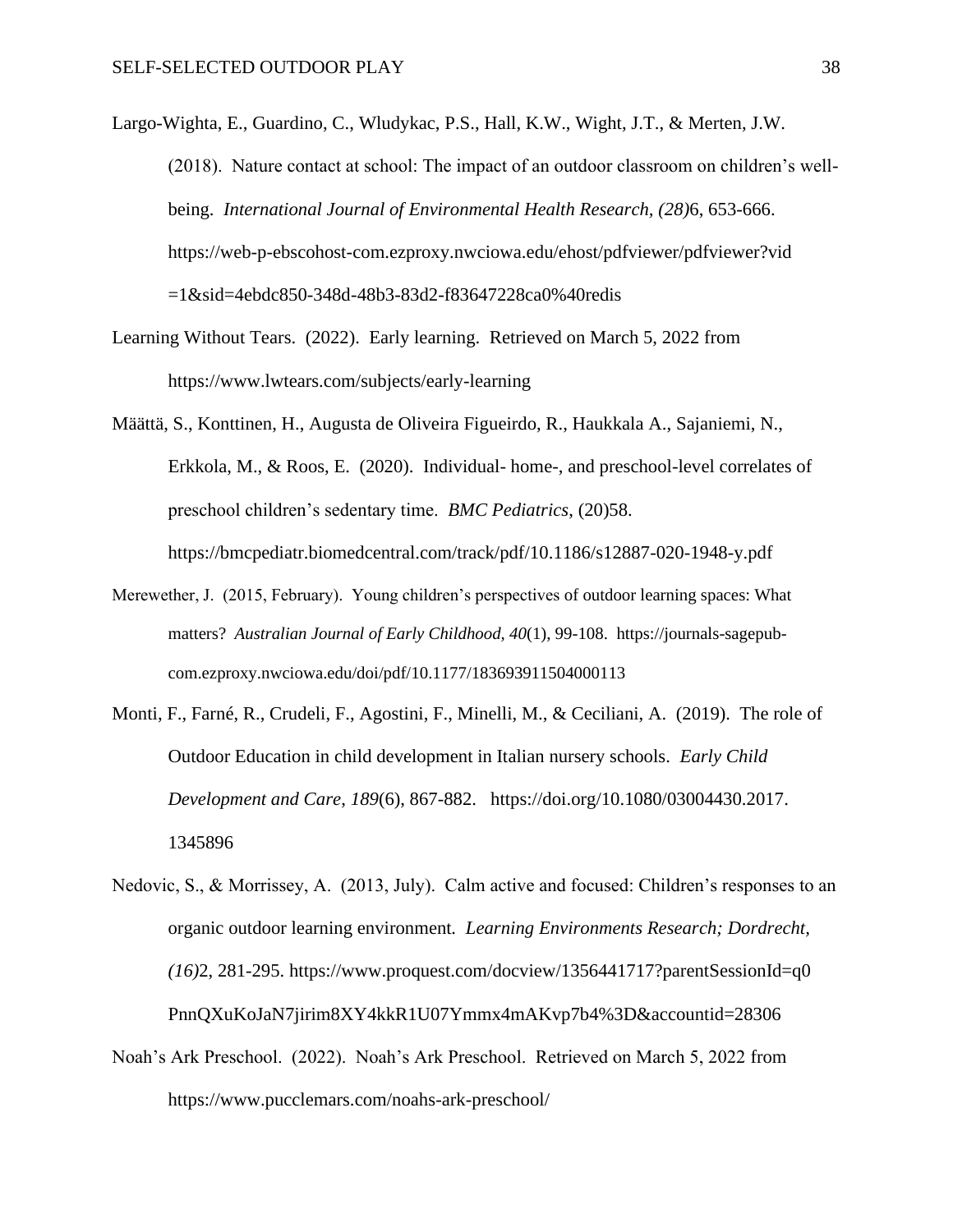Largo-Wighta, E., Guardino, C., Wludykac, P.S., Hall, K.W., Wight, J.T., & Merten, J.W. (2018). Nature contact at school: The impact of an outdoor classroom on children's well-being. *International Journal of Environmental Health Research, (28)*6, 653-666. https://web-p-ebscohost-com.ezproxy.nwciowa.edu/ehost/pdfviewer/pdfviewer?vid=1&sid=4ebdc850-348d-48b3-83d2-f83647228ca0%40redis

Learning Without Tears. (2022). Early learning. Retrieved on March 5, 2022 from https://www.lwtears.com/subjects/early-learning

Määttä, S., Konttinen, H., Augusta de Oliveira Figueirdo, R., Haukkala A., Sajaniemi, N., Erkkola, M., & Roos, E. (2020). Individual- home-, and preschool-level correlates of preschool children's sedentary time. *BMC Pediatrics*, (20)58. https://bmcpediatr.biomedcentral.com/track/pdf/10.1186/s12887-020-1948-y.pdf

Merewether, J. (2015, February). Young children's perspectives of outdoor learning spaces: What matters? *Australian Journal of Early Childhood, 40*(1), 99-108. https://journals-sagepub-com.ezproxy.nwciowa.edu/doi/pdf/10.1177/183693911504000113

Monti, F., Farné, R., Crudeli, F., Agostini, F., Minelli, M., & Ceciliani, A. (2019). The role of Outdoor Education in child development in Italian nursery schools. *Early Child Development and Care*, *189*(6), 867-882. https://doi.org/10.1080/03004430.2017.1345896

Nedovic, S., & Morrissey, A. (2013, July). Calm active and focused: Children's responses to an organic outdoor learning environment*. Learning Environments Research; Dordrecht, (16)*2, 281-295. https://www.proquest.com/docview/1356441717?parentSessionId=q0PnnQXuKoJaN7jirim8XY4kkR1U07Ymmx4mAKvp7b4%3D&accountid=28306

Noah's Ark Preschool. (2022). Noah's Ark Preschool. Retrieved on March 5, 2022 from https://www.pucclemars.com/noahs-ark-preschool/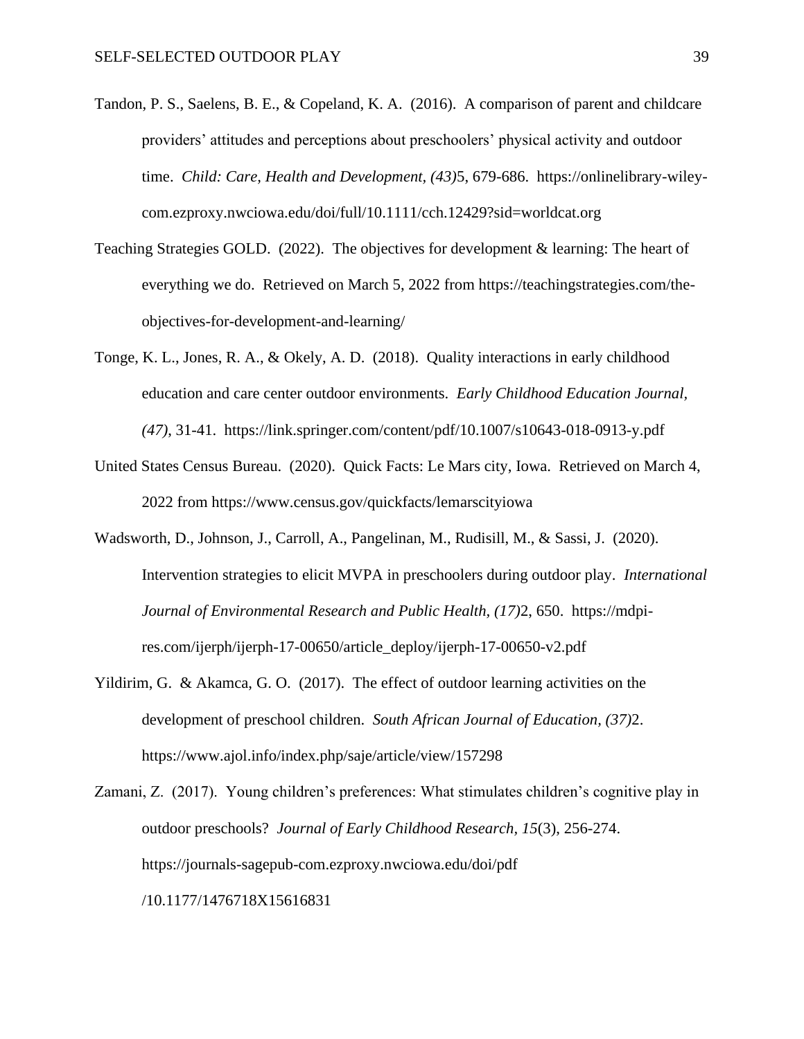Tandon, P. S., Saelens, B. E., & Copeland, K. A. (2016). A comparison of parent and childcare providers' attitudes and perceptions about preschoolers' physical activity and outdoor time. *Child: Care, Health and Development, (43)*5, 679-686. https://onlinelibrary-wiley-com.ezproxy.nwciowa.edu/doi/full/10.1111/cch.12429?sid=worldcat.org

Teaching Strategies GOLD. (2022). The objectives for development & learning: The heart of everything we do. Retrieved on March 5, 2022 from https://teachingstrategies.com/the-objectives-for-development-and-learning/

Tonge, K. L., Jones, R. A., & Okely, A. D. (2018). Quality interactions in early childhood education and care center outdoor environments. *Early Childhood Education Journal, (47)*, 31-41. https://link.springer.com/content/pdf/10.1007/s10643-018-0913-y.pdf

United States Census Bureau. (2020). Quick Facts: Le Mars city, Iowa. Retrieved on March 4, 2022 from https://www.census.gov/quickfacts/lemarscityiowa

Wadsworth, D., Johnson, J., Carroll, A., Pangelinan, M., Rudisill, M., & Sassi, J. (2020). Intervention strategies to elicit MVPA in preschoolers during outdoor play. *International Journal of Environmental Research and Public Health, (17)*2, 650. https://mdpi-res.com/ijerph/ijerph-17-00650/article_deploy/ijerph-17-00650-v2.pdf

Yildirim, G. & Akamca, G. O. (2017). The effect of outdoor learning activities on the development of preschool children. *South African Journal of Education, (37)*2. https://www.ajol.info/index.php/saje/article/view/157298

Zamani, Z. (2017). Young children's preferences: What stimulates children's cognitive play in outdoor preschools? *Journal of Early Childhood Research, 15*(3), 256-274. https://journals-sagepub-com.ezproxy.nwciowa.edu/doi/pdf /10.1177/1476718X15616831